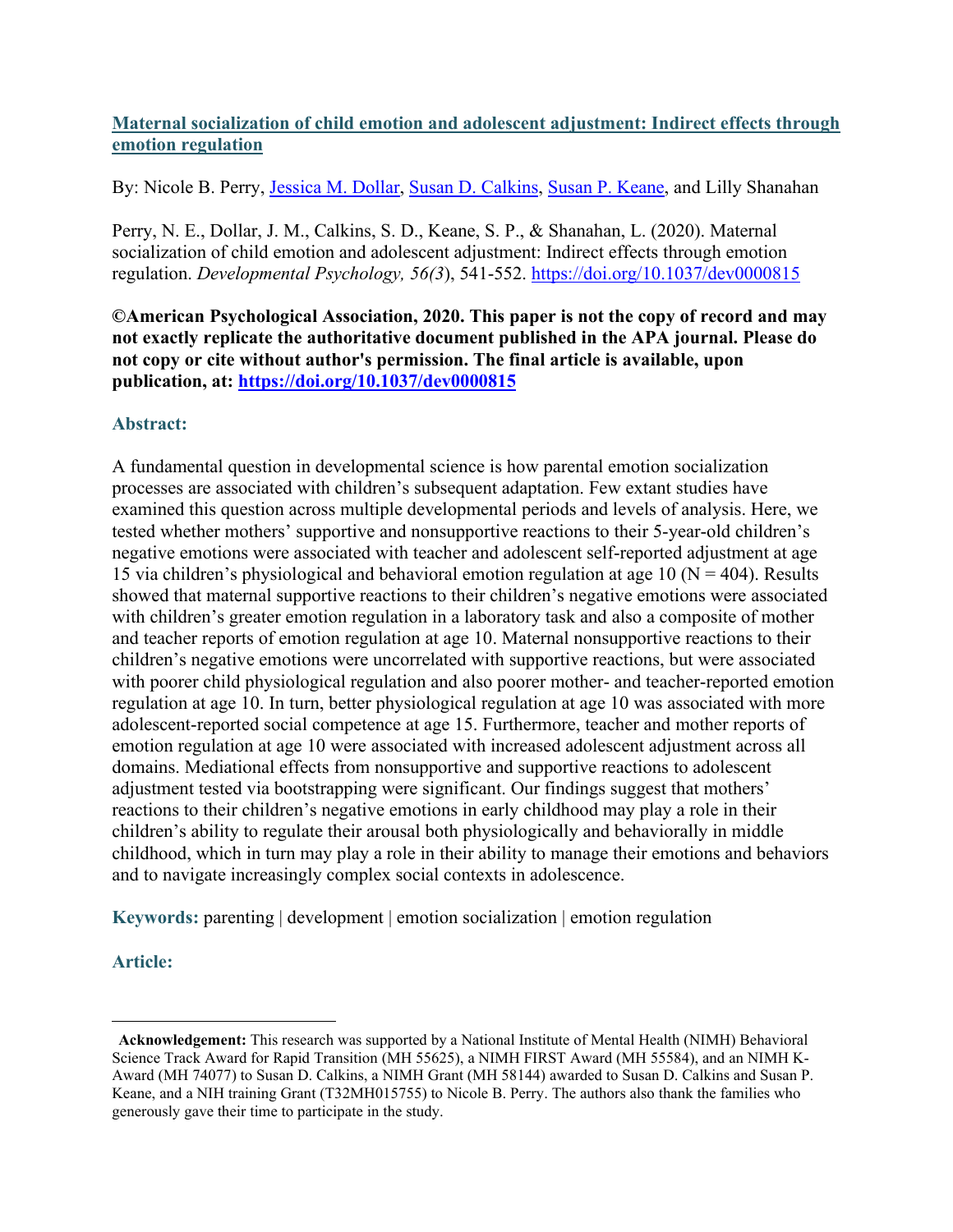# Maternal socialization of child emotion and adolescent adjustment: Indirect effects through emotion regulation

By: Nicole B. Perry, Jessica M. Dollar, Susan D. Calkins, Susan P. Keane, and Lilly Shanahan

Perry, N. E., Dollar, J. M., Calkins, S. D., Keane, S. P., & Shanahan, L. (2020). Maternal socialization of child emotion and adolescent adjustment: Indirect effects through emotion regulation. *Developmental Psychology, 56(3)*, 541-552. https://doi.org/10.1037/dev0000815

**©American Psychological Association, 2020. This paper is not the copy of record and may not exactly replicate the authoritative document published in the APA journal. Please do not copy or cite without author's permission. The final article is available, upon publication, at: https://doi.org/10.1037/dev0000815**

## Abstract:

A fundamental question in developmental science is how parental emotion socialization processes are associated with children's subsequent adaptation. Few extant studies have examined this question across multiple developmental periods and levels of analysis. Here, we tested whether mothers' supportive and nonsupportive reactions to their 5-year-old children's negative emotions were associated with teacher and adolescent self-reported adjustment at age 15 via children's physiological and behavioral emotion regulation at age 10 (N = 404). Results showed that maternal supportive reactions to their children's negative emotions were associated with children's greater emotion regulation in a laboratory task and also a composite of mother and teacher reports of emotion regulation at age 10. Maternal nonsupportive reactions to their children's negative emotions were uncorrelated with supportive reactions, but were associated with poorer child physiological regulation and also poorer mother- and teacher-reported emotion regulation at age 10. In turn, better physiological regulation at age 10 was associated with more adolescent-reported social competence at age 15. Furthermore, teacher and mother reports of emotion regulation at age 10 were associated with increased adolescent adjustment across all domains. Mediational effects from nonsupportive and supportive reactions to adolescent adjustment tested via bootstrapping were significant. Our findings suggest that mothers' reactions to their children's negative emotions in early childhood may play a role in their children's ability to regulate their arousal both physiologically and behaviorally in middle childhood, which in turn may play a role in their ability to manage their emotions and behaviors and to navigate increasingly complex social contexts in adolescence.

**Keywords:** parenting | development | emotion socialization | emotion regulation

## Article:

---

**Acknowledgement:** This research was supported by a National Institute of Mental Health (NIMH) Behavioral Science Track Award for Rapid Transition (MH 55625), a NIMH FIRST Award (MH 55584), and an NIMH K-Award (MH 74077) to Susan D. Calkins, a NIMH Grant (MH 58144) awarded to Susan D. Calkins and Susan P. Keane, and a NIH training Grant (T32MH015755) to Nicole B. Perry. The authors also thank the families who generously gave their time to participate in the study.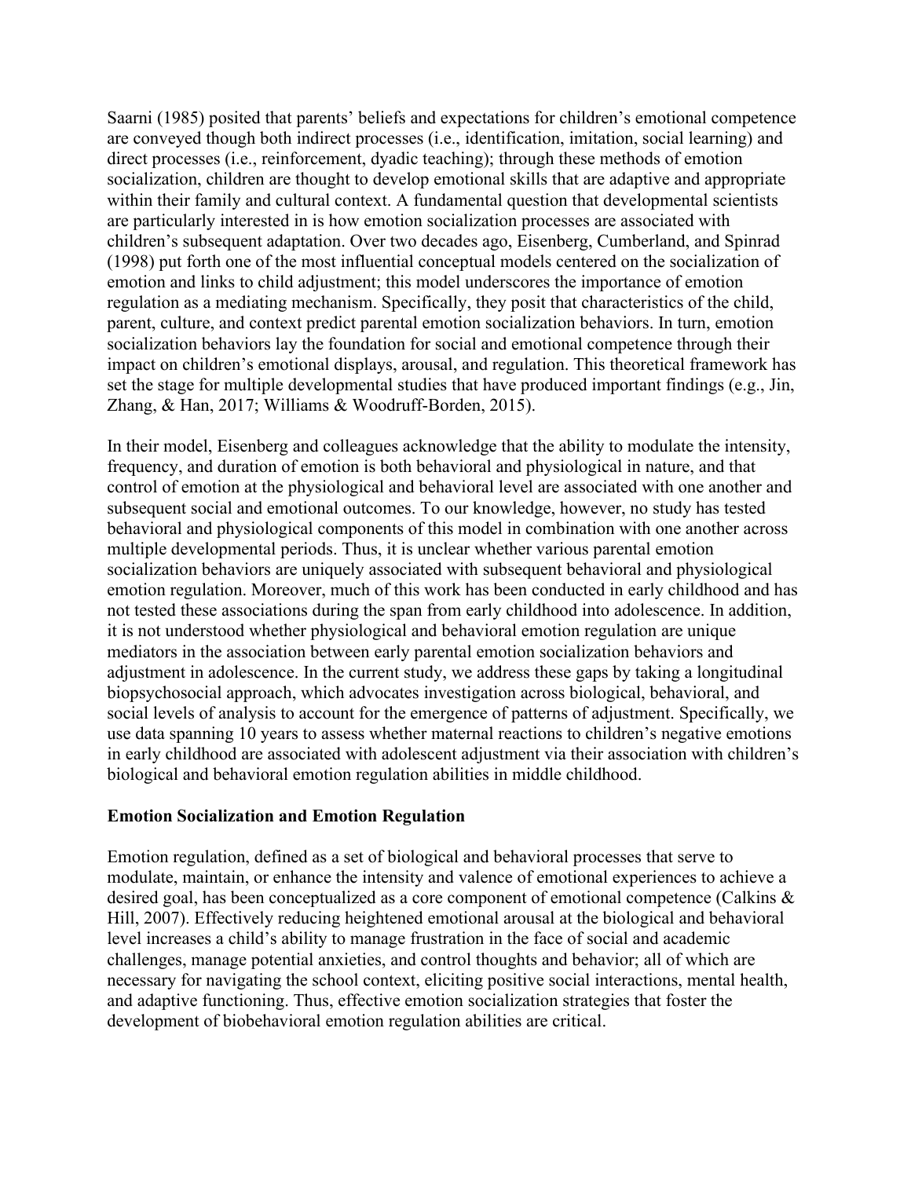Saarni (1985) posited that parents' beliefs and expectations for children's emotional competence are conveyed though both indirect processes (i.e., identification, imitation, social learning) and direct processes (i.e., reinforcement, dyadic teaching); through these methods of emotion socialization, children are thought to develop emotional skills that are adaptive and appropriate within their family and cultural context. A fundamental question that developmental scientists are particularly interested in is how emotion socialization processes are associated with children's subsequent adaptation. Over two decades ago, Eisenberg, Cumberland, and Spinrad (1998) put forth one of the most influential conceptual models centered on the socialization of emotion and links to child adjustment; this model underscores the importance of emotion regulation as a mediating mechanism. Specifically, they posit that characteristics of the child, parent, culture, and context predict parental emotion socialization behaviors. In turn, emotion socialization behaviors lay the foundation for social and emotional competence through their impact on children's emotional displays, arousal, and regulation. This theoretical framework has set the stage for multiple developmental studies that have produced important findings (e.g., Jin, Zhang, & Han, 2017; Williams & Woodruff-Borden, 2015).

In their model, Eisenberg and colleagues acknowledge that the ability to modulate the intensity, frequency, and duration of emotion is both behavioral and physiological in nature, and that control of emotion at the physiological and behavioral level are associated with one another and subsequent social and emotional outcomes. To our knowledge, however, no study has tested behavioral and physiological components of this model in combination with one another across multiple developmental periods. Thus, it is unclear whether various parental emotion socialization behaviors are uniquely associated with subsequent behavioral and physiological emotion regulation. Moreover, much of this work has been conducted in early childhood and has not tested these associations during the span from early childhood into adolescence. In addition, it is not understood whether physiological and behavioral emotion regulation are unique mediators in the association between early parental emotion socialization behaviors and adjustment in adolescence. In the current study, we address these gaps by taking a longitudinal biopsychosocial approach, which advocates investigation across biological, behavioral, and social levels of analysis to account for the emergence of patterns of adjustment. Specifically, we use data spanning 10 years to assess whether maternal reactions to children's negative emotions in early childhood are associated with adolescent adjustment via their association with children's biological and behavioral emotion regulation abilities in middle childhood.

## Emotion Socialization and Emotion Regulation

Emotion regulation, defined as a set of biological and behavioral processes that serve to modulate, maintain, or enhance the intensity and valence of emotional experiences to achieve a desired goal, has been conceptualized as a core component of emotional competence (Calkins & Hill, 2007). Effectively reducing heightened emotional arousal at the biological and behavioral level increases a child's ability to manage frustration in the face of social and academic challenges, manage potential anxieties, and control thoughts and behavior; all of which are necessary for navigating the school context, eliciting positive social interactions, mental health, and adaptive functioning. Thus, effective emotion socialization strategies that foster the development of biobehavioral emotion regulation abilities are critical.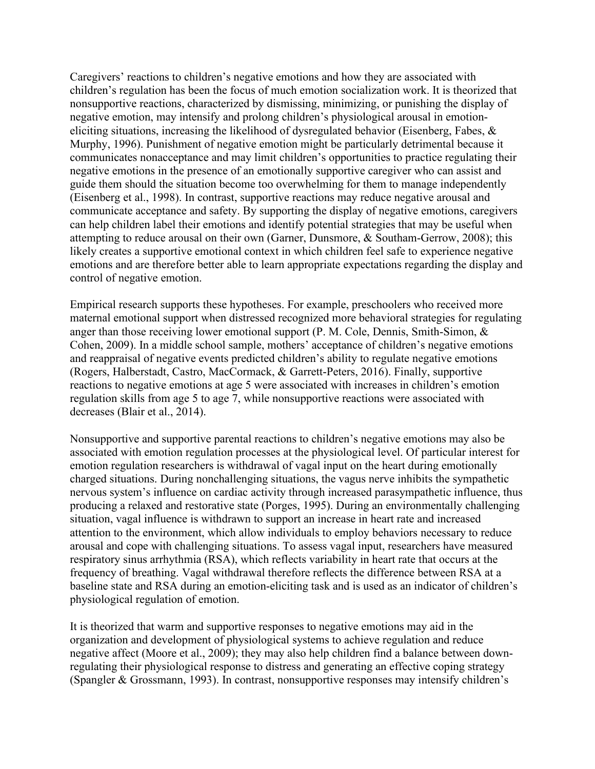Caregivers' reactions to children's negative emotions and how they are associated with children's regulation has been the focus of much emotion socialization work. It is theorized that nonsupportive reactions, characterized by dismissing, minimizing, or punishing the display of negative emotion, may intensify and prolong children's physiological arousal in emotion-eliciting situations, increasing the likelihood of dysregulated behavior (Eisenberg, Fabes, & Murphy, 1996). Punishment of negative emotion might be particularly detrimental because it communicates nonacceptance and may limit children's opportunities to practice regulating their negative emotions in the presence of an emotionally supportive caregiver who can assist and guide them should the situation become too overwhelming for them to manage independently (Eisenberg et al., 1998). In contrast, supportive reactions may reduce negative arousal and communicate acceptance and safety. By supporting the display of negative emotions, caregivers can help children label their emotions and identify potential strategies that may be useful when attempting to reduce arousal on their own (Garner, Dunsmore, & Southam-Gerrow, 2008); this likely creates a supportive emotional context in which children feel safe to experience negative emotions and are therefore better able to learn appropriate expectations regarding the display and control of negative emotion.

Empirical research supports these hypotheses. For example, preschoolers who received more maternal emotional support when distressed recognized more behavioral strategies for regulating anger than those receiving lower emotional support (P. M. Cole, Dennis, Smith-Simon, & Cohen, 2009). In a middle school sample, mothers' acceptance of children's negative emotions and reappraisal of negative events predicted children's ability to regulate negative emotions (Rogers, Halberstadt, Castro, MacCormack, & Garrett-Peters, 2016). Finally, supportive reactions to negative emotions at age 5 were associated with increases in children's emotion regulation skills from age 5 to age 7, while nonsupportive reactions were associated with decreases (Blair et al., 2014).

Nonsupportive and supportive parental reactions to children's negative emotions may also be associated with emotion regulation processes at the physiological level. Of particular interest for emotion regulation researchers is withdrawal of vagal input on the heart during emotionally charged situations. During nonchallenging situations, the vagus nerve inhibits the sympathetic nervous system's influence on cardiac activity through increased parasympathetic influence, thus producing a relaxed and restorative state (Porges, 1995). During an environmentally challenging situation, vagal influence is withdrawn to support an increase in heart rate and increased attention to the environment, which allow individuals to employ behaviors necessary to reduce arousal and cope with challenging situations. To assess vagal input, researchers have measured respiratory sinus arrhythmia (RSA), which reflects variability in heart rate that occurs at the frequency of breathing. Vagal withdrawal therefore reflects the difference between RSA at a baseline state and RSA during an emotion-eliciting task and is used as an indicator of children's physiological regulation of emotion.

It is theorized that warm and supportive responses to negative emotions may aid in the organization and development of physiological systems to achieve regulation and reduce negative affect (Moore et al., 2009); they may also help children find a balance between down-regulating their physiological response to distress and generating an effective coping strategy (Spangler & Grossmann, 1993). In contrast, nonsupportive responses may intensify children's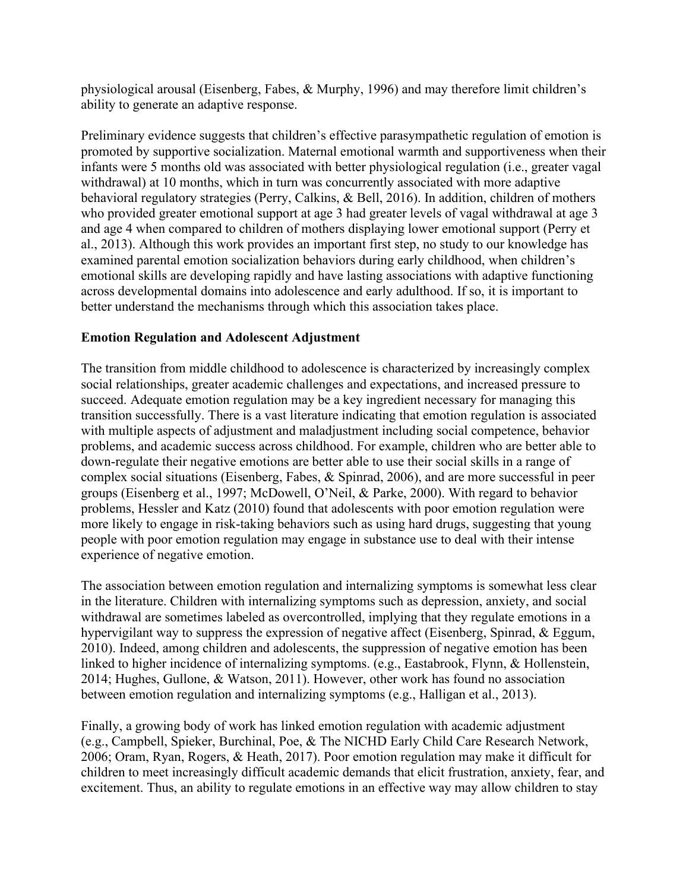physiological arousal (Eisenberg, Fabes, & Murphy, 1996) and may therefore limit children's ability to generate an adaptive response.

Preliminary evidence suggests that children's effective parasympathetic regulation of emotion is promoted by supportive socialization. Maternal emotional warmth and supportiveness when their infants were 5 months old was associated with better physiological regulation (i.e., greater vagal withdrawal) at 10 months, which in turn was concurrently associated with more adaptive behavioral regulatory strategies (Perry, Calkins, & Bell, 2016). In addition, children of mothers who provided greater emotional support at age 3 had greater levels of vagal withdrawal at age 3 and age 4 when compared to children of mothers displaying lower emotional support (Perry et al., 2013). Although this work provides an important first step, no study to our knowledge has examined parental emotion socialization behaviors during early childhood, when children's emotional skills are developing rapidly and have lasting associations with adaptive functioning across developmental domains into adolescence and early adulthood. If so, it is important to better understand the mechanisms through which this association takes place.

**Emotion Regulation and Adolescent Adjustment**

The transition from middle childhood to adolescence is characterized by increasingly complex social relationships, greater academic challenges and expectations, and increased pressure to succeed. Adequate emotion regulation may be a key ingredient necessary for managing this transition successfully. There is a vast literature indicating that emotion regulation is associated with multiple aspects of adjustment and maladjustment including social competence, behavior problems, and academic success across childhood. For example, children who are better able to down-regulate their negative emotions are better able to use their social skills in a range of complex social situations (Eisenberg, Fabes, & Spinrad, 2006), and are more successful in peer groups (Eisenberg et al., 1997; McDowell, O'Neil, & Parke, 2000). With regard to behavior problems, Hessler and Katz (2010) found that adolescents with poor emotion regulation were more likely to engage in risk-taking behaviors such as using hard drugs, suggesting that young people with poor emotion regulation may engage in substance use to deal with their intense experience of negative emotion.

The association between emotion regulation and internalizing symptoms is somewhat less clear in the literature. Children with internalizing symptoms such as depression, anxiety, and social withdrawal are sometimes labeled as overcontrolled, implying that they regulate emotions in a hypervigilant way to suppress the expression of negative affect (Eisenberg, Spinrad, & Eggum, 2010). Indeed, among children and adolescents, the suppression of negative emotion has been linked to higher incidence of internalizing symptoms. (e.g., Eastabrook, Flynn, & Hollenstein, 2014; Hughes, Gullone, & Watson, 2011). However, other work has found no association between emotion regulation and internalizing symptoms (e.g., Halligan et al., 2013).

Finally, a growing body of work has linked emotion regulation with academic adjustment (e.g., Campbell, Spieker, Burchinal, Poe, & The NICHD Early Child Care Research Network, 2006; Oram, Ryan, Rogers, & Heath, 2017). Poor emotion regulation may make it difficult for children to meet increasingly difficult academic demands that elicit frustration, anxiety, fear, and excitement. Thus, an ability to regulate emotions in an effective way may allow children to stay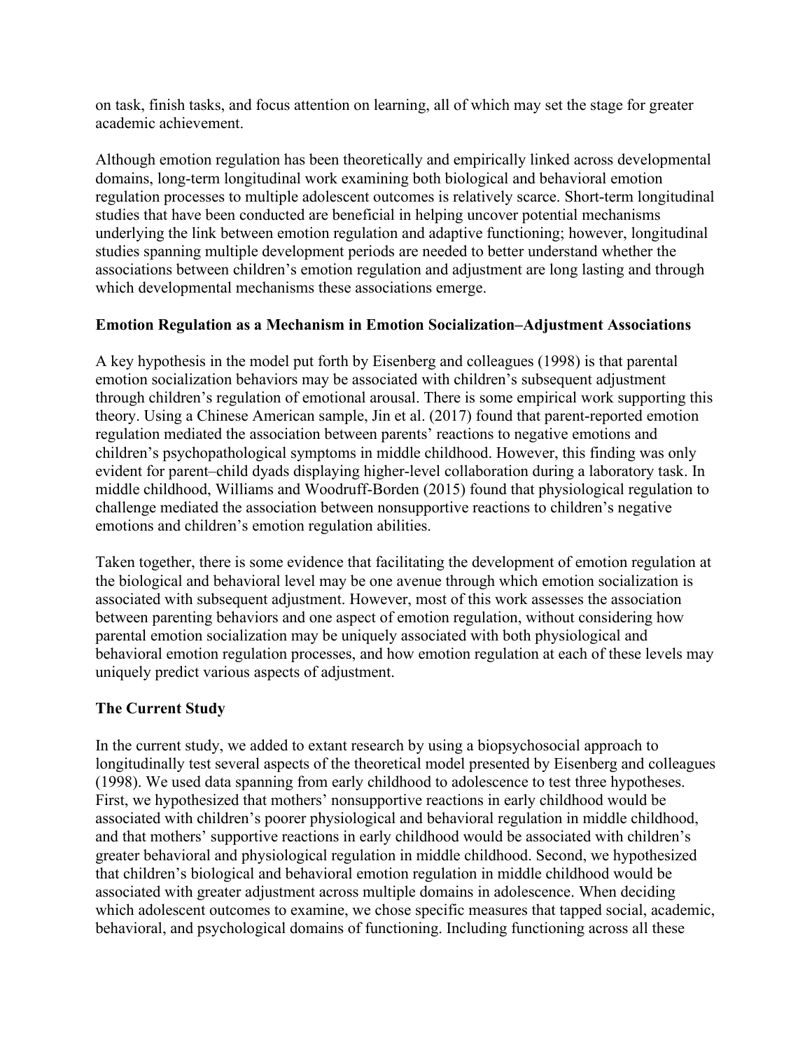on task, finish tasks, and focus attention on learning, all of which may set the stage for greater academic achievement.

Although emotion regulation has been theoretically and empirically linked across developmental domains, long-term longitudinal work examining both biological and behavioral emotion regulation processes to multiple adolescent outcomes is relatively scarce. Short-term longitudinal studies that have been conducted are beneficial in helping uncover potential mechanisms underlying the link between emotion regulation and adaptive functioning; however, longitudinal studies spanning multiple development periods are needed to better understand whether the associations between children's emotion regulation and adjustment are long lasting and through which developmental mechanisms these associations emerge.

## Emotion Regulation as a Mechanism in Emotion Socialization–Adjustment Associations

A key hypothesis in the model put forth by Eisenberg and colleagues (1998) is that parental emotion socialization behaviors may be associated with children's subsequent adjustment through children's regulation of emotional arousal. There is some empirical work supporting this theory. Using a Chinese American sample, Jin et al. (2017) found that parent-reported emotion regulation mediated the association between parents' reactions to negative emotions and children's psychopathological symptoms in middle childhood. However, this finding was only evident for parent–child dyads displaying higher-level collaboration during a laboratory task. In middle childhood, Williams and Woodruff-Borden (2015) found that physiological regulation to challenge mediated the association between nonsupportive reactions to children's negative emotions and children's emotion regulation abilities.

Taken together, there is some evidence that facilitating the development of emotion regulation at the biological and behavioral level may be one avenue through which emotion socialization is associated with subsequent adjustment. However, most of this work assesses the association between parenting behaviors and one aspect of emotion regulation, without considering how parental emotion socialization may be uniquely associated with both physiological and behavioral emotion regulation processes, and how emotion regulation at each of these levels may uniquely predict various aspects of adjustment.

## The Current Study

In the current study, we added to extant research by using a biopsychosocial approach to longitudinally test several aspects of the theoretical model presented by Eisenberg and colleagues (1998). We used data spanning from early childhood to adolescence to test three hypotheses. First, we hypothesized that mothers' nonsupportive reactions in early childhood would be associated with children's poorer physiological and behavioral regulation in middle childhood, and that mothers' supportive reactions in early childhood would be associated with children's greater behavioral and physiological regulation in middle childhood. Second, we hypothesized that children's biological and behavioral emotion regulation in middle childhood would be associated with greater adjustment across multiple domains in adolescence. When deciding which adolescent outcomes to examine, we chose specific measures that tapped social, academic, behavioral, and psychological domains of functioning. Including functioning across all these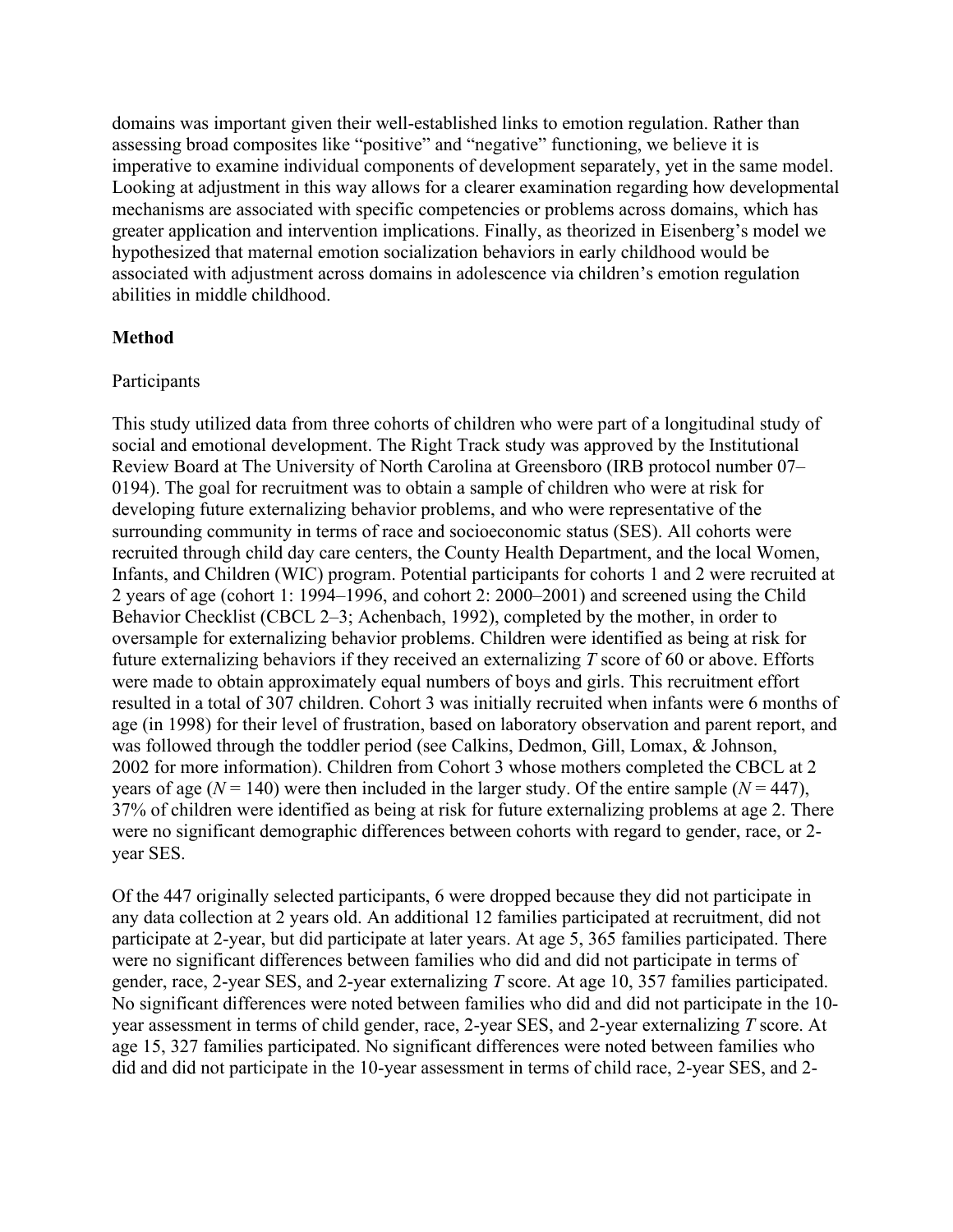domains was important given their well-established links to emotion regulation. Rather than assessing broad composites like "positive" and "negative" functioning, we believe it is imperative to examine individual components of development separately, yet in the same model. Looking at adjustment in this way allows for a clearer examination regarding how developmental mechanisms are associated with specific competencies or problems across domains, which has greater application and intervention implications. Finally, as theorized in Eisenberg's model we hypothesized that maternal emotion socialization behaviors in early childhood would be associated with adjustment across domains in adolescence via children's emotion regulation abilities in middle childhood.

## Method

### Participants

This study utilized data from three cohorts of children who were part of a longitudinal study of social and emotional development. The Right Track study was approved by the Institutional Review Board at The University of North Carolina at Greensboro (IRB protocol number 07–0194). The goal for recruitment was to obtain a sample of children who were at risk for developing future externalizing behavior problems, and who were representative of the surrounding community in terms of race and socioeconomic status (SES). All cohorts were recruited through child day care centers, the County Health Department, and the local Women, Infants, and Children (WIC) program. Potential participants for cohorts 1 and 2 were recruited at 2 years of age (cohort 1: 1994–1996, and cohort 2: 2000–2001) and screened using the Child Behavior Checklist (CBCL 2–3; Achenbach, 1992), completed by the mother, in order to oversample for externalizing behavior problems. Children were identified as being at risk for future externalizing behaviors if they received an externalizing *T* score of 60 or above. Efforts were made to obtain approximately equal numbers of boys and girls. This recruitment effort resulted in a total of 307 children. Cohort 3 was initially recruited when infants were 6 months of age (in 1998) for their level of frustration, based on laboratory observation and parent report, and was followed through the toddler period (see Calkins, Dedmon, Gill, Lomax, & Johnson, 2002 for more information). Children from Cohort 3 whose mothers completed the CBCL at 2 years of age ($N = 140$) were then included in the larger study. Of the entire sample ($N = 447$), 37% of children were identified as being at risk for future externalizing problems at age 2. There were no significant demographic differences between cohorts with regard to gender, race, or 2-year SES.

Of the 447 originally selected participants, 6 were dropped because they did not participate in any data collection at 2 years old. An additional 12 families participated at recruitment, did not participate at 2-year, but did participate at later years. At age 5, 365 families participated. There were no significant differences between families who did and did not participate in terms of gender, race, 2-year SES, and 2-year externalizing *T* score. At age 10, 357 families participated. No significant differences were noted between families who did and did not participate in the 10-year assessment in terms of child gender, race, 2-year SES, and 2-year externalizing *T* score. At age 15, 327 families participated. No significant differences were noted between families who did and did not participate in the 10-year assessment in terms of child race, 2-year SES, and 2-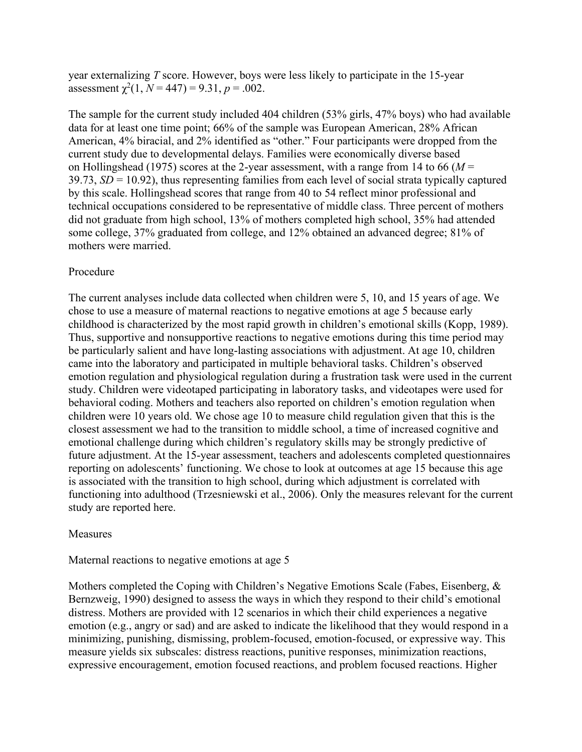year externalizing *T* score. However, boys were less likely to participate in the 15-year assessment $\chi^2(1, N = 447) = 9.31, p = .002$.

The sample for the current study included 404 children (53% girls, 47% boys) who had available data for at least one time point; 66% of the sample was European American, 28% African American, 4% biracial, and 2% identified as "other." Four participants were dropped from the current study due to developmental delays. Families were economically diverse based on Hollingshead (1975) scores at the 2-year assessment, with a range from 14 to 66 ($M = 39.73$, $SD = 10.92$), thus representing families from each level of social strata typically captured by this scale. Hollingshead scores that range from 40 to 54 reflect minor professional and technical occupations considered to be representative of middle class. Three percent of mothers did not graduate from high school, 13% of mothers completed high school, 35% had attended some college, 37% graduated from college, and 12% obtained an advanced degree; 81% of mothers were married.

## Procedure

The current analyses include data collected when children were 5, 10, and 15 years of age. We chose to use a measure of maternal reactions to negative emotions at age 5 because early childhood is characterized by the most rapid growth in children's emotional skills (Kopp, 1989). Thus, supportive and nonsupportive reactions to negative emotions during this time period may be particularly salient and have long-lasting associations with adjustment. At age 10, children came into the laboratory and participated in multiple behavioral tasks. Children's observed emotion regulation and physiological regulation during a frustration task were used in the current study. Children were videotaped participating in laboratory tasks, and videotapes were used for behavioral coding. Mothers and teachers also reported on children's emotion regulation when children were 10 years old. We chose age 10 to measure child regulation given that this is the closest assessment we had to the transition to middle school, a time of increased cognitive and emotional challenge during which children's regulatory skills may be strongly predictive of future adjustment. At the 15-year assessment, teachers and adolescents completed questionnaires reporting on adolescents' functioning. We chose to look at outcomes at age 15 because this age is associated with the transition to high school, during which adjustment is correlated with functioning into adulthood (Trzesniewski et al., 2006). Only the measures relevant for the current study are reported here.

## Measures

### Maternal reactions to negative emotions at age 5

Mothers completed the Coping with Children's Negative Emotions Scale (Fabes, Eisenberg, & Bernzweig, 1990) designed to assess the ways in which they respond to their child's emotional distress. Mothers are provided with 12 scenarios in which their child experiences a negative emotion (e.g., angry or sad) and are asked to indicate the likelihood that they would respond in a minimizing, punishing, dismissing, problem-focused, emotion-focused, or expressive way. This measure yields six subscales: distress reactions, punitive responses, minimization reactions, expressive encouragement, emotion focused reactions, and problem focused reactions. Higher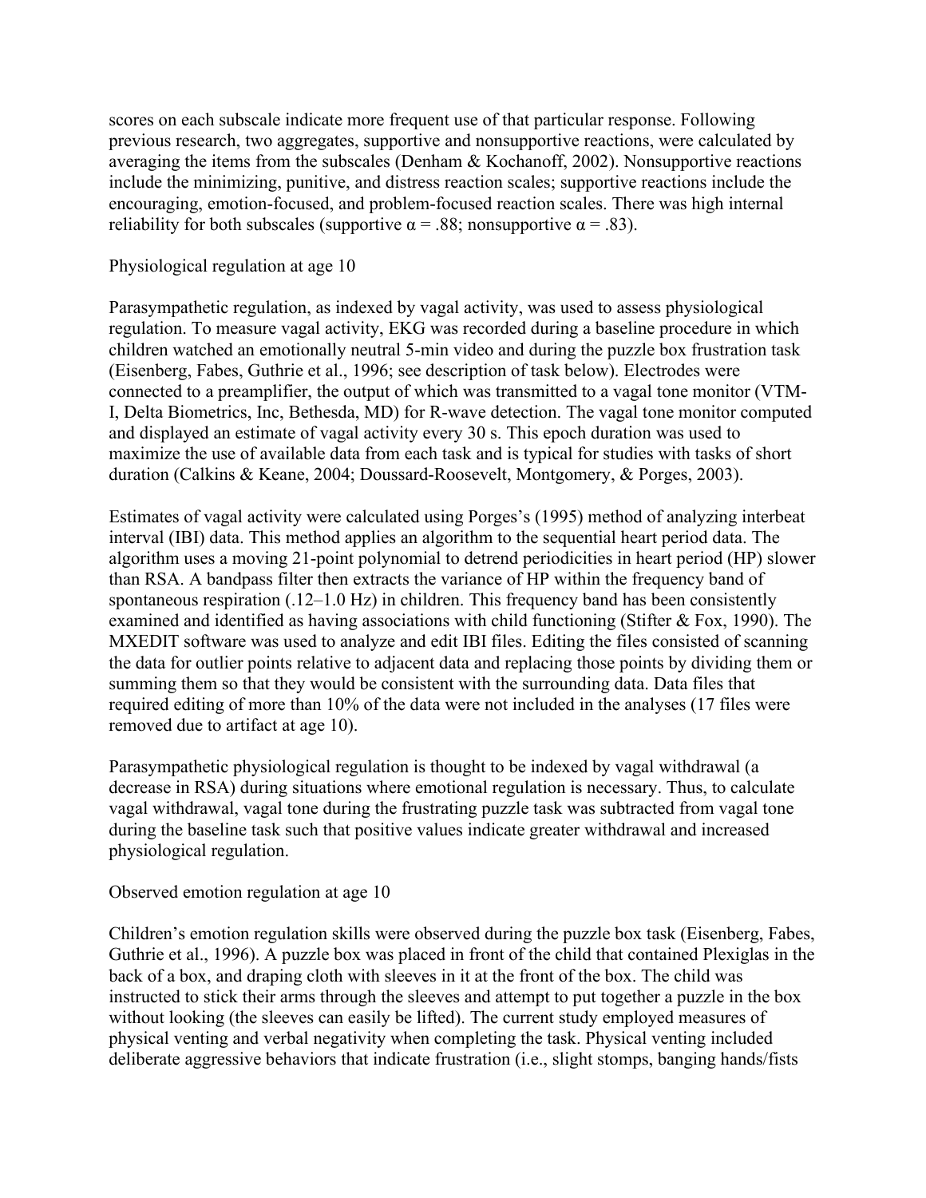scores on each subscale indicate more frequent use of that particular response. Following previous research, two aggregates, supportive and nonsupportive reactions, were calculated by averaging the items from the subscales (Denham & Kochanoff, 2002). Nonsupportive reactions include the minimizing, punitive, and distress reaction scales; supportive reactions include the encouraging, emotion-focused, and problem-focused reaction scales. There was high internal reliability for both subscales (supportive $\alpha = .88$; nonsupportive $\alpha = .83$).

### Physiological regulation at age 10

Parasympathetic regulation, as indexed by vagal activity, was used to assess physiological regulation. To measure vagal activity, EKG was recorded during a baseline procedure in which children watched an emotionally neutral 5-min video and during the puzzle box frustration task (Eisenberg, Fabes, Guthrie et al., 1996; see description of task below). Electrodes were connected to a preamplifier, the output of which was transmitted to a vagal tone monitor (VTM-I, Delta Biometrics, Inc, Bethesda, MD) for R-wave detection. The vagal tone monitor computed and displayed an estimate of vagal activity every 30 s. This epoch duration was used to maximize the use of available data from each task and is typical for studies with tasks of short duration (Calkins & Keane, 2004; Doussard-Roosevelt, Montgomery, & Porges, 2003).

Estimates of vagal activity were calculated using Porges's (1995) method of analyzing interbeat interval (IBI) data. This method applies an algorithm to the sequential heart period data. The algorithm uses a moving 21-point polynomial to detrend periodicities in heart period (HP) slower than RSA. A bandpass filter then extracts the variance of HP within the frequency band of spontaneous respiration (.12–1.0 Hz) in children. This frequency band has been consistently examined and identified as having associations with child functioning (Stifter & Fox, 1990). The MXEDIT software was used to analyze and edit IBI files. Editing the files consisted of scanning the data for outlier points relative to adjacent data and replacing those points by dividing them or summing them so that they would be consistent with the surrounding data. Data files that required editing of more than 10% of the data were not included in the analyses (17 files were removed due to artifact at age 10).

Parasympathetic physiological regulation is thought to be indexed by vagal withdrawal (a decrease in RSA) during situations where emotional regulation is necessary. Thus, to calculate vagal withdrawal, vagal tone during the frustrating puzzle task was subtracted from vagal tone during the baseline task such that positive values indicate greater withdrawal and increased physiological regulation.

### Observed emotion regulation at age 10

Children's emotion regulation skills were observed during the puzzle box task (Eisenberg, Fabes, Guthrie et al., 1996). A puzzle box was placed in front of the child that contained Plexiglas in the back of a box, and draping cloth with sleeves in it at the front of the box. The child was instructed to stick their arms through the sleeves and attempt to put together a puzzle in the box without looking (the sleeves can easily be lifted). The current study employed measures of physical venting and verbal negativity when completing the task. Physical venting included deliberate aggressive behaviors that indicate frustration (i.e., slight stomps, banging hands/fists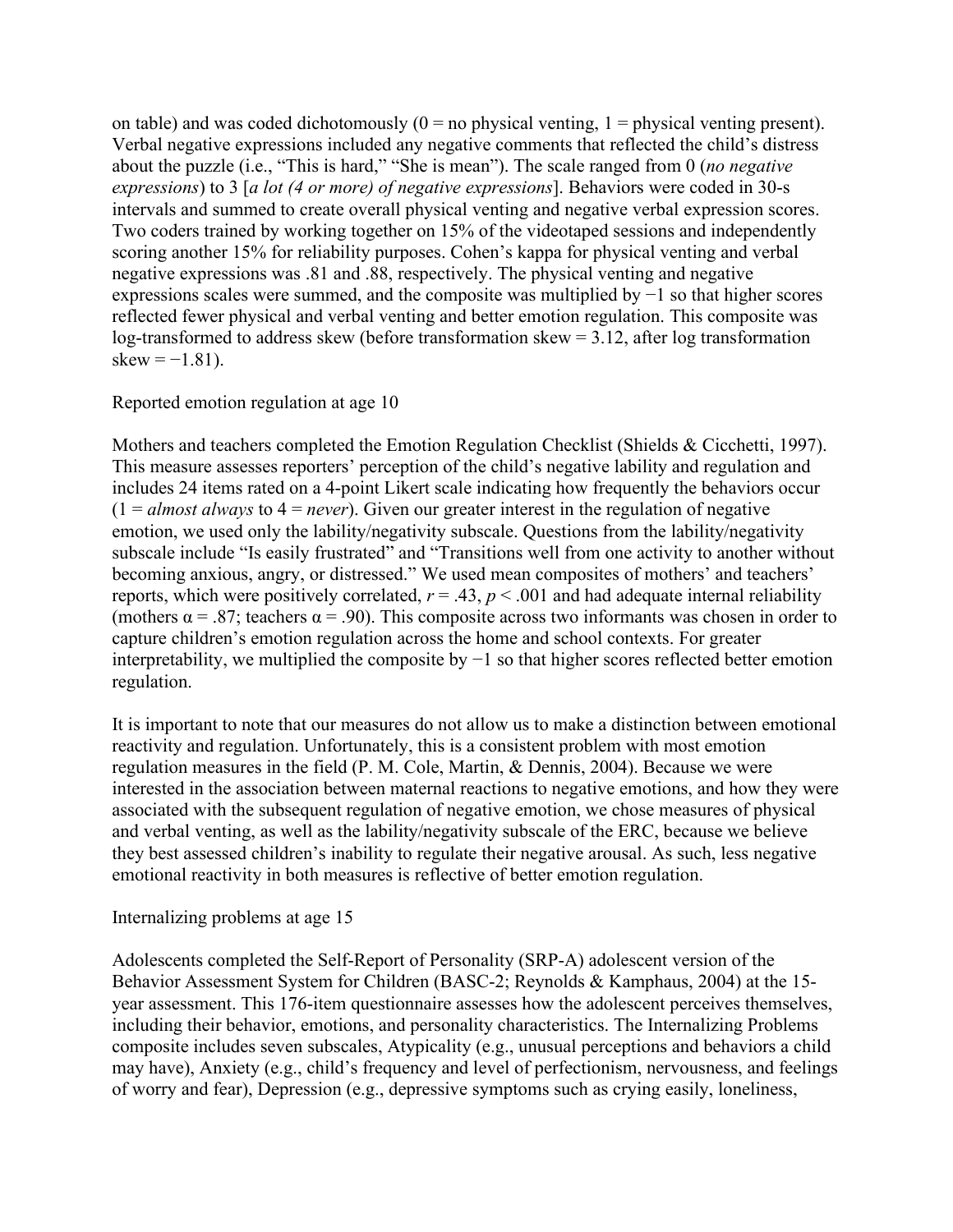on table) and was coded dichotomously (0 = no physical venting, 1 = physical venting present). Verbal negative expressions included any negative comments that reflected the child's distress about the puzzle (i.e., "This is hard," "She is mean"). The scale ranged from 0 (*no negative expressions*) to 3 [*a lot (4 or more) of negative expressions*]. Behaviors were coded in 30-s intervals and summed to create overall physical venting and negative verbal expression scores. Two coders trained by working together on 15% of the videotaped sessions and independently scoring another 15% for reliability purposes. Cohen's kappa for physical venting and verbal negative expressions was .81 and .88, respectively. The physical venting and negative expressions scales were summed, and the composite was multiplied by −1 so that higher scores reflected fewer physical and verbal venting and better emotion regulation. This composite was log-transformed to address skew (before transformation skew = 3.12, after log transformation skew = −1.81).

### Reported emotion regulation at age 10

Mothers and teachers completed the Emotion Regulation Checklist (Shields & Cicchetti, 1997). This measure assesses reporters' perception of the child's negative lability and regulation and includes 24 items rated on a 4-point Likert scale indicating how frequently the behaviors occur (1 = *almost always* to 4 = *never*). Given our greater interest in the regulation of negative emotion, we used only the lability/negativity subscale. Questions from the lability/negativity subscale include "Is easily frustrated" and "Transitions well from one activity to another without becoming anxious, angry, or distressed." We used mean composites of mothers' and teachers' reports, which were positively correlated, $r = .43$, $p < .001$ and had adequate internal reliability (mothers $\alpha = .87$; teachers $\alpha = .90$). This composite across two informants was chosen in order to capture children's emotion regulation across the home and school contexts. For greater interpretability, we multiplied the composite by −1 so that higher scores reflected better emotion regulation.

It is important to note that our measures do not allow us to make a distinction between emotional reactivity and regulation. Unfortunately, this is a consistent problem with most emotion regulation measures in the field (P. M. Cole, Martin, & Dennis, 2004). Because we were interested in the association between maternal reactions to negative emotions, and how they were associated with the subsequent regulation of negative emotion, we chose measures of physical and verbal venting, as well as the lability/negativity subscale of the ERC, because we believe they best assessed children's inability to regulate their negative arousal. As such, less negative emotional reactivity in both measures is reflective of better emotion regulation.

### Internalizing problems at age 15

Adolescents completed the Self-Report of Personality (SRP-A) adolescent version of the Behavior Assessment System for Children (BASC-2; Reynolds & Kamphaus, 2004) at the 15-year assessment. This 176-item questionnaire assesses how the adolescent perceives themselves, including their behavior, emotions, and personality characteristics. The Internalizing Problems composite includes seven subscales, Atypicality (e.g., unusual perceptions and behaviors a child may have), Anxiety (e.g., child's frequency and level of perfectionism, nervousness, and feelings of worry and fear), Depression (e.g., depressive symptoms such as crying easily, loneliness,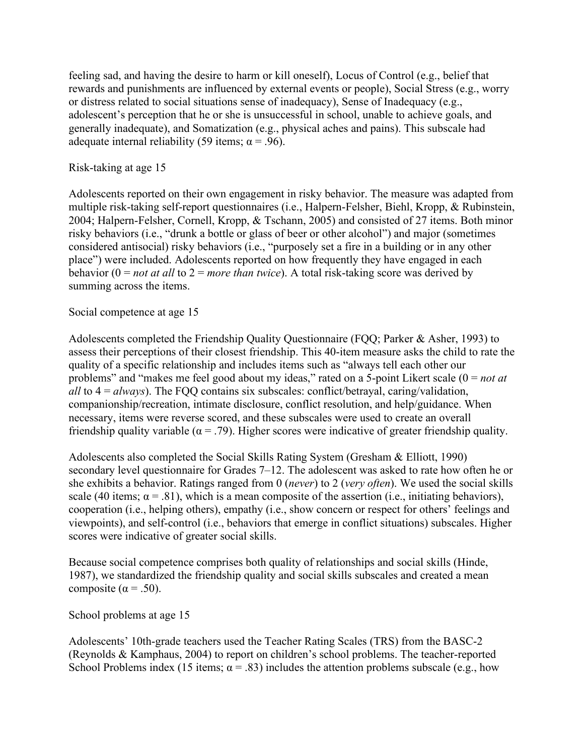feeling sad, and having the desire to harm or kill oneself), Locus of Control (e.g., belief that rewards and punishments are influenced by external events or people), Social Stress (e.g., worry or distress related to social situations sense of inadequacy), Sense of Inadequacy (e.g., adolescent's perception that he or she is unsuccessful in school, unable to achieve goals, and generally inadequate), and Somatization (e.g., physical aches and pains). This subscale had adequate internal reliability (59 items; $\alpha = .96$).

### Risk-taking at age 15

Adolescents reported on their own engagement in risky behavior. The measure was adapted from multiple risk-taking self-report questionnaires (i.e., Halpern-Felsher, Biehl, Kropp, & Rubinstein, 2004; Halpern-Felsher, Cornell, Kropp, & Tschann, 2005) and consisted of 27 items. Both minor risky behaviors (i.e., "drunk a bottle or glass of beer or other alcohol") and major (sometimes considered antisocial) risky behaviors (i.e., "purposely set a fire in a building or in any other place") were included. Adolescents reported on how frequently they have engaged in each behavior (0 = *not at all* to 2 = *more than twice*). A total risk-taking score was derived by summing across the items.

### Social competence at age 15

Adolescents completed the Friendship Quality Questionnaire (FQQ; Parker & Asher, 1993) to assess their perceptions of their closest friendship. This 40-item measure asks the child to rate the quality of a specific relationship and includes items such as "always tell each other our problems" and "makes me feel good about my ideas," rated on a 5-point Likert scale (0 = *not at all* to 4 = *always*). The FQQ contains six subscales: conflict/betrayal, caring/validation, companionship/recreation, intimate disclosure, conflict resolution, and help/guidance. When necessary, items were reverse scored, and these subscales were used to create an overall friendship quality variable ($\alpha = .79$). Higher scores were indicative of greater friendship quality.

Adolescents also completed the Social Skills Rating System (Gresham & Elliott, 1990) secondary level questionnaire for Grades 7–12. The adolescent was asked to rate how often he or she exhibits a behavior. Ratings ranged from 0 (*never*) to 2 (*very often*). We used the social skills scale (40 items; $\alpha = .81$), which is a mean composite of the assertion (i.e., initiating behaviors), cooperation (i.e., helping others), empathy (i.e., show concern or respect for others' feelings and viewpoints), and self-control (i.e., behaviors that emerge in conflict situations) subscales. Higher scores were indicative of greater social skills.

Because social competence comprises both quality of relationships and social skills (Hinde, 1987), we standardized the friendship quality and social skills subscales and created a mean composite ($\alpha = .50$).

### School problems at age 15

Adolescents' 10th-grade teachers used the Teacher Rating Scales (TRS) from the BASC-2 (Reynolds & Kamphaus, 2004) to report on children's school problems. The teacher-reported School Problems index (15 items; $\alpha = .83$) includes the attention problems subscale (e.g., how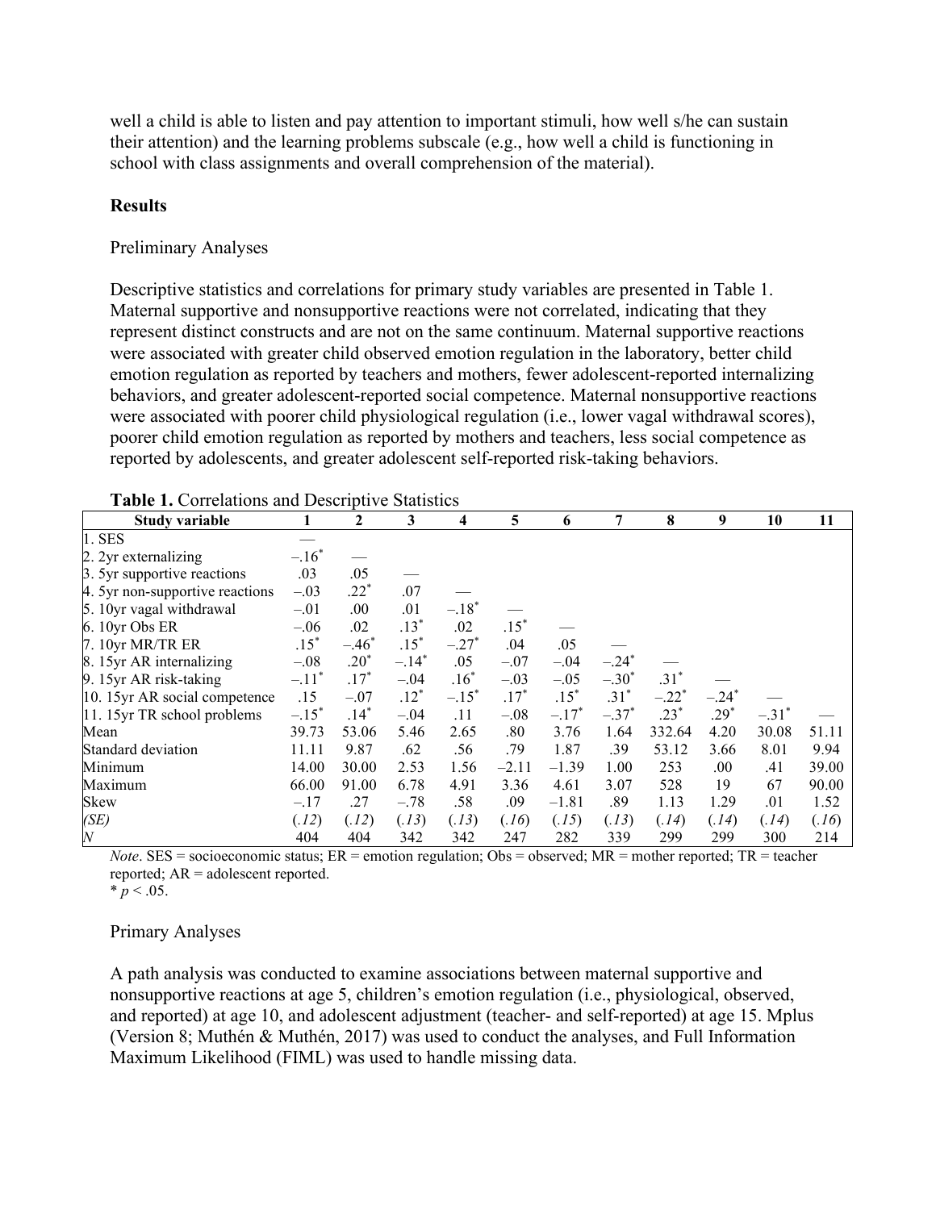well a child is able to listen and pay attention to important stimuli, how well s/he can sustain their attention) and the learning problems subscale (e.g., how well a child is functioning in school with class assignments and overall comprehension of the material).

## Results

### Preliminary Analyses

Descriptive statistics and correlations for primary study variables are presented in Table 1. Maternal supportive and nonsupportive reactions were not correlated, indicating that they represent distinct constructs and are not on the same continuum. Maternal supportive reactions were associated with greater child observed emotion regulation in the laboratory, better child emotion regulation as reported by teachers and mothers, fewer adolescent-reported internalizing behaviors, and greater adolescent-reported social competence. Maternal nonsupportive reactions were associated with poorer child physiological regulation (i.e., lower vagal withdrawal scores), poorer child emotion regulation as reported by mothers and teachers, less social competence as reported by adolescents, and greater adolescent self-reported risk-taking behaviors.

**Table 1.** Correlations and Descriptive Statistics

| Study variable | 1 | 2 | 3 | 4 | 5 | 6 | 7 | 8 | 9 | 10 | 11 |
|---|---|---|---|---|---|---|---|---|---|---|---|
| 1. SES | — | | | | | | | | | | |
| 2. 2yr externalizing | –.16* | — | | | | | | | | | |
| 3. 5yr supportive reactions | .03 | .05 | — | | | | | | | | |
| 4. 5yr non-supportive reactions | –.03 | .22* | .07 | — | | | | | | | |
| 5. 10yr vagal withdrawal | –.01 | .00 | .01 | –.18* | — | | | | | | |
| 6. 10yr Obs ER | –.06 | .02 | .13* | .02 | .15* | — | | | | | |
| 7. 10yr MR/TR ER | .15* | –.46* | .15* | –.27* | .04 | .05 | — | | | | |
| 8. 15yr AR internalizing | –.08 | .20* | –.14* | .05 | –.07 | –.04 | –.24* | — | | | |
| 9. 15yr AR risk-taking | –.11* | .17* | –.04 | .16* | –.03 | –.05 | –.30* | .31* | — | | |
| 10. 15yr AR social competence | .15 | –.07 | .12* | –.15* | .17* | .15* | .31* | –.22* | –.24* | — | |
| 11. 15yr TR school problems | –.15* | .14* | –.04 | .11 | –.08 | –.17* | –.37* | .23* | .29* | –.31* | — |
| Mean | 39.73 | 53.06 | 5.46 | 2.65 | .80 | 3.76 | 1.64 | 332.64 | 4.20 | 30.08 | 51.11 |
| Standard deviation | 11.11 | 9.87 | .62 | .56 | .79 | 1.87 | .39 | 53.12 | 3.66 | 8.01 | 9.94 |
| Minimum | 14.00 | 30.00 | 2.53 | 1.56 | –2.11 | –1.39 | 1.00 | 253 | .00 | .41 | 39.00 |
| Maximum | 66.00 | 91.00 | 6.78 | 4.91 | 3.36 | 4.61 | 3.07 | 528 | 19 | 67 | 90.00 |
| Skew | –.17 | .27 | –.78 | .58 | .09 | –1.81 | .89 | 1.13 | 1.29 | .01 | 1.52 |
| *(SE)* | (*.12*) | (*.12*) | (*.13*) | (*.13*) | (*.16*) | (*.15*) | (*.13*) | (*.14*) | (*.14*) | (*.14*) | (*.16*) |
| *N* | 404 | 404 | 342 | 342 | 247 | 282 | 339 | 299 | 299 | 300 | 214 |

*Note*. SES = socioeconomic status; ER = emotion regulation; Obs = observed; MR = mother reported; TR = teacher reported; AR = adolescent reported.
* $p < .05$.

### Primary Analyses

A path analysis was conducted to examine associations between maternal supportive and nonsupportive reactions at age 5, children's emotion regulation (i.e., physiological, observed, and reported) at age 10, and adolescent adjustment (teacher- and self-reported) at age 15. Mplus (Version 8; Muthén & Muthén, 2017) was used to conduct the analyses, and Full Information Maximum Likelihood (FIML) was used to handle missing data.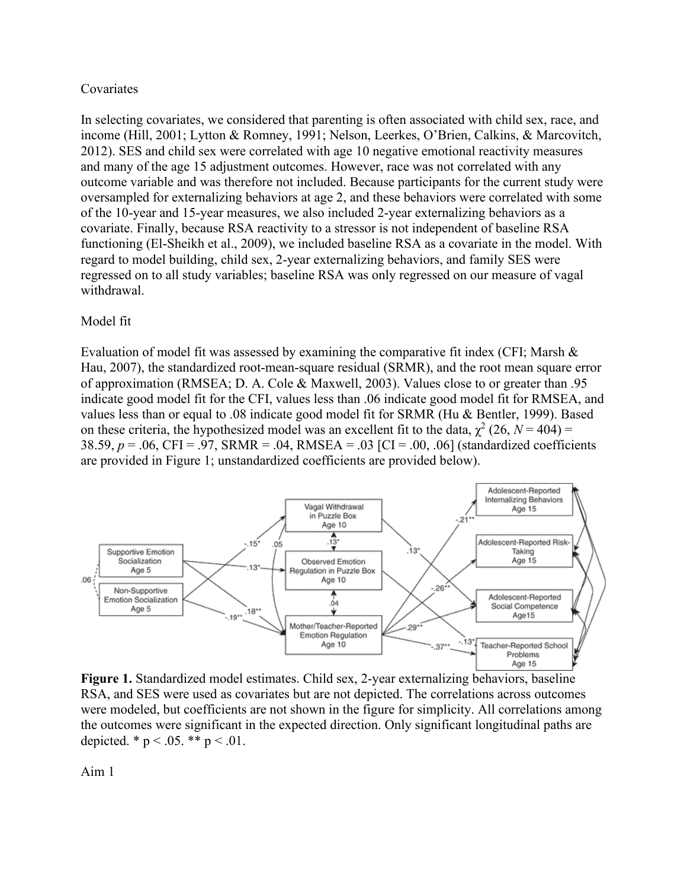## Covariates

In selecting covariates, we considered that parenting is often associated with child sex, race, and income (Hill, 2001; Lytton & Romney, 1991; Nelson, Leerkes, O'Brien, Calkins, & Marcovitch, 2012). SES and child sex were correlated with age 10 negative emotional reactivity measures and many of the age 15 adjustment outcomes. However, race was not correlated with any outcome variable and was therefore not included. Because participants for the current study were oversampled for externalizing behaviors at age 2, and these behaviors were correlated with some of the 10-year and 15-year measures, we also included 2-year externalizing behaviors as a covariate. Finally, because RSA reactivity to a stressor is not independent of baseline RSA functioning (El-Sheikh et al., 2009), we included baseline RSA as a covariate in the model. With regard to model building, child sex, 2-year externalizing behaviors, and family SES were regressed on to all study variables; baseline RSA was only regressed on our measure of vagal withdrawal.

## Model fit

Evaluation of model fit was assessed by examining the comparative fit index (CFI; Marsh & Hau, 2007), the standardized root-mean-square residual (SRMR), and the root mean square error of approximation (RMSEA; D. A. Cole & Maxwell, 2003). Values close to or greater than .95 indicate good model fit for the CFI, values less than .06 indicate good model fit for RMSEA, and values less than or equal to .08 indicate good model fit for SRMR (Hu & Bentler, 1999). Based on these criteria, the hypothesized model was an excellent fit to the data, $\chi^2$ (26, $N$ = 404) = 38.59, $p$ = .06, CFI = .97, SRMR = .04, RMSEA = .03 [CI = .00, .06] (standardized coefficients are provided in Figure 1; unstandardized coefficients are provided below).

**Figure 1.** Standardized model estimates. Child sex, 2-year externalizing behaviors, baseline RSA, and SES were used as covariates but are not depicted. The correlations across outcomes were modeled, but coefficients are not shown in the figure for simplicity. All correlations among the outcomes were significant in the expected direction. Only significant longitudinal paths are depicted. * p < .05. ** p < .01.

## Aim 1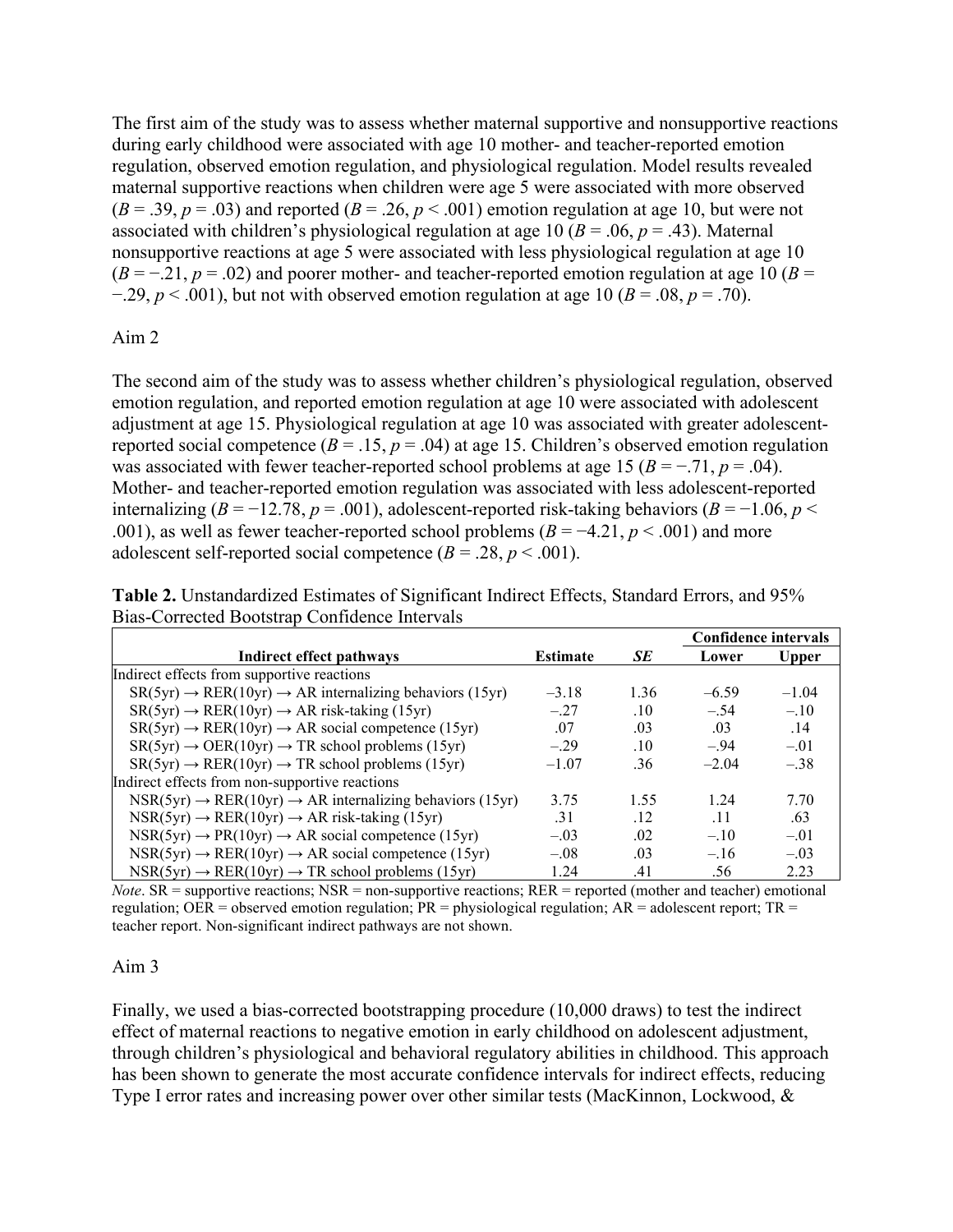The first aim of the study was to assess whether maternal supportive and nonsupportive reactions during early childhood were associated with age 10 mother- and teacher-reported emotion regulation, observed emotion regulation, and physiological regulation. Model results revealed maternal supportive reactions when children were age 5 were associated with more observed ($B = .39$, $p = .03$) and reported ($B = .26$, $p < .001$) emotion regulation at age 10, but were not associated with children's physiological regulation at age 10 ($B = .06$, $p = .43$). Maternal nonsupportive reactions at age 5 were associated with less physiological regulation at age 10 ($B = -.21$, $p = .02$) and poorer mother- and teacher-reported emotion regulation at age 10 ($B = -.29$, $p < .001$), but not with observed emotion regulation at age 10 ($B = .08$, $p = .70$).

Aim 2

The second aim of the study was to assess whether children's physiological regulation, observed emotion regulation, and reported emotion regulation at age 10 were associated with adolescent adjustment at age 15. Physiological regulation at age 10 was associated with greater adolescent-reported social competence ($B = .15$, $p = .04$) at age 15. Children's observed emotion regulation was associated with fewer teacher-reported school problems at age 15 ($B = -.71$, $p = .04$). Mother- and teacher-reported emotion regulation was associated with less adolescent-reported internalizing ($B = -12.78$, $p = .001$), adolescent-reported risk-taking behaviors ($B = -1.06$, $p < .001$), as well as fewer teacher-reported school problems ($B = -4.21$, $p < .001$) and more adolescent self-reported social competence ($B = .28$, $p < .001$).

**Table 2.** Unstandardized Estimates of Significant Indirect Effects, Standard Errors, and 95% Bias-Corrected Bootstrap Confidence Intervals

| | | | Confidence intervals | |
|---|---|---|---|---|
| **Indirect effect pathways** | **Estimate** | ***SE*** | **Lower** | **Upper** |
| Indirect effects from supportive reactions | | | | |
| SR(5yr) → RER(10yr) → AR internalizing behaviors (15yr) | –3.18 | 1.36 | –6.59 | –1.04 |
| SR(5yr) → RER(10yr) → AR risk-taking (15yr) | –.27 | .10 | –.54 | –.10 |
| SR(5yr) → RER(10yr) → AR social competence (15yr) | .07 | .03 | .03 | .14 |
| SR(5yr) → OER(10yr) → TR school problems (15yr) | –.29 | .10 | –.94 | –.01 |
| SR(5yr) → RER(10yr) → TR school problems (15yr) | –1.07 | .36 | –2.04 | –.38 |
| Indirect effects from non-supportive reactions | | | | |
| NSR(5yr) → RER(10yr) → AR internalizing behaviors (15yr) | 3.75 | 1.55 | 1.24 | 7.70 |
| NSR(5yr) → RER(10yr) → AR risk-taking (15yr) | .31 | .12 | .11 | .63 |
| NSR(5yr) → PR(10yr) → AR social competence (15yr) | –.03 | .02 | –.10 | –.01 |
| NSR(5yr) → RER(10yr) → AR social competence (15yr) | –.08 | .03 | –.16 | –.03 |
| NSR(5yr) → RER(10yr) → TR school problems (15yr) | 1.24 | .41 | .56 | 2.23 |

*Note*. SR = supportive reactions; NSR = non-supportive reactions; RER = reported (mother and teacher) emotional regulation; OER = observed emotion regulation; PR = physiological regulation; AR = adolescent report; TR = teacher report. Non-significant indirect pathways are not shown.

Aim 3

Finally, we used a bias-corrected bootstrapping procedure (10,000 draws) to test the indirect effect of maternal reactions to negative emotion in early childhood on adolescent adjustment, through children's physiological and behavioral regulatory abilities in childhood. This approach has been shown to generate the most accurate confidence intervals for indirect effects, reducing Type I error rates and increasing power over other similar tests (MacKinnon, Lockwood, &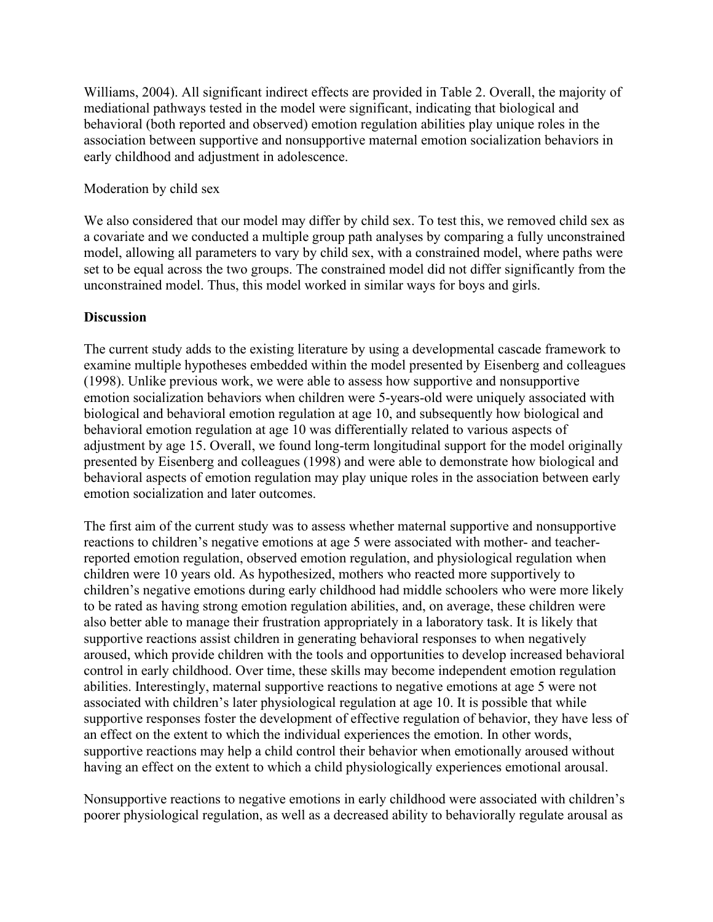Williams, 2004). All significant indirect effects are provided in Table 2. Overall, the majority of mediational pathways tested in the model were significant, indicating that biological and behavioral (both reported and observed) emotion regulation abilities play unique roles in the association between supportive and nonsupportive maternal emotion socialization behaviors in early childhood and adjustment in adolescence.

Moderation by child sex

We also considered that our model may differ by child sex. To test this, we removed child sex as a covariate and we conducted a multiple group path analyses by comparing a fully unconstrained model, allowing all parameters to vary by child sex, with a constrained model, where paths were set to be equal across the two groups. The constrained model did not differ significantly from the unconstrained model. Thus, this model worked in similar ways for boys and girls.

## Discussion

The current study adds to the existing literature by using a developmental cascade framework to examine multiple hypotheses embedded within the model presented by Eisenberg and colleagues (1998). Unlike previous work, we were able to assess how supportive and nonsupportive emotion socialization behaviors when children were 5-years-old were uniquely associated with biological and behavioral emotion regulation at age 10, and subsequently how biological and behavioral emotion regulation at age 10 was differentially related to various aspects of adjustment by age 15. Overall, we found long-term longitudinal support for the model originally presented by Eisenberg and colleagues (1998) and were able to demonstrate how biological and behavioral aspects of emotion regulation may play unique roles in the association between early emotion socialization and later outcomes.

The first aim of the current study was to assess whether maternal supportive and nonsupportive reactions to children's negative emotions at age 5 were associated with mother- and teacher-reported emotion regulation, observed emotion regulation, and physiological regulation when children were 10 years old. As hypothesized, mothers who reacted more supportively to children's negative emotions during early childhood had middle schoolers who were more likely to be rated as having strong emotion regulation abilities, and, on average, these children were also better able to manage their frustration appropriately in a laboratory task. It is likely that supportive reactions assist children in generating behavioral responses to when negatively aroused, which provide children with the tools and opportunities to develop increased behavioral control in early childhood. Over time, these skills may become independent emotion regulation abilities. Interestingly, maternal supportive reactions to negative emotions at age 5 were not associated with children's later physiological regulation at age 10. It is possible that while supportive responses foster the development of effective regulation of behavior, they have less of an effect on the extent to which the individual experiences the emotion. In other words, supportive reactions may help a child control their behavior when emotionally aroused without having an effect on the extent to which a child physiologically experiences emotional arousal.

Nonsupportive reactions to negative emotions in early childhood were associated with children's poorer physiological regulation, as well as a decreased ability to behaviorally regulate arousal as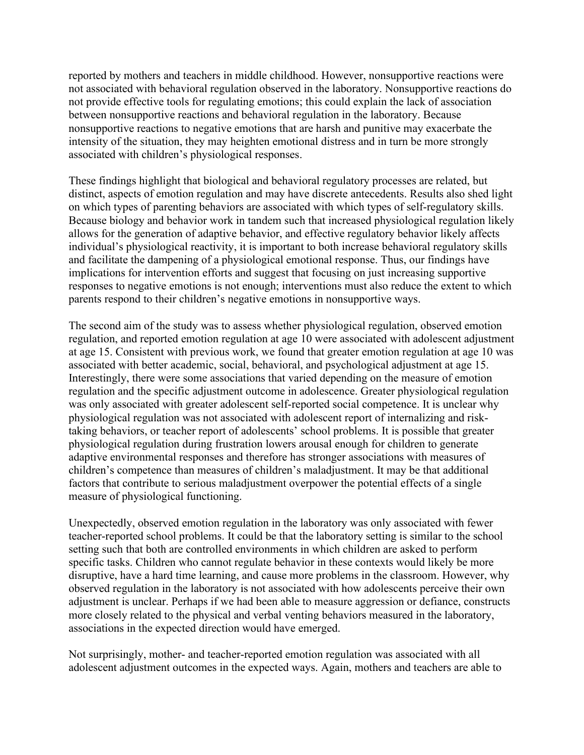reported by mothers and teachers in middle childhood. However, nonsupportive reactions were not associated with behavioral regulation observed in the laboratory. Nonsupportive reactions do not provide effective tools for regulating emotions; this could explain the lack of association between nonsupportive reactions and behavioral regulation in the laboratory. Because nonsupportive reactions to negative emotions that are harsh and punitive may exacerbate the intensity of the situation, they may heighten emotional distress and in turn be more strongly associated with children's physiological responses.

These findings highlight that biological and behavioral regulatory processes are related, but distinct, aspects of emotion regulation and may have discrete antecedents. Results also shed light on which types of parenting behaviors are associated with which types of self-regulatory skills. Because biology and behavior work in tandem such that increased physiological regulation likely allows for the generation of adaptive behavior, and effective regulatory behavior likely affects individual's physiological reactivity, it is important to both increase behavioral regulatory skills and facilitate the dampening of a physiological emotional response. Thus, our findings have implications for intervention efforts and suggest that focusing on just increasing supportive responses to negative emotions is not enough; interventions must also reduce the extent to which parents respond to their children's negative emotions in nonsupportive ways.

The second aim of the study was to assess whether physiological regulation, observed emotion regulation, and reported emotion regulation at age 10 were associated with adolescent adjustment at age 15. Consistent with previous work, we found that greater emotion regulation at age 10 was associated with better academic, social, behavioral, and psychological adjustment at age 15. Interestingly, there were some associations that varied depending on the measure of emotion regulation and the specific adjustment outcome in adolescence. Greater physiological regulation was only associated with greater adolescent self-reported social competence. It is unclear why physiological regulation was not associated with adolescent report of internalizing and risk-taking behaviors, or teacher report of adolescents' school problems. It is possible that greater physiological regulation during frustration lowers arousal enough for children to generate adaptive environmental responses and therefore has stronger associations with measures of children's competence than measures of children's maladjustment. It may be that additional factors that contribute to serious maladjustment overpower the potential effects of a single measure of physiological functioning.

Unexpectedly, observed emotion regulation in the laboratory was only associated with fewer teacher-reported school problems. It could be that the laboratory setting is similar to the school setting such that both are controlled environments in which children are asked to perform specific tasks. Children who cannot regulate behavior in these contexts would likely be more disruptive, have a hard time learning, and cause more problems in the classroom. However, why observed regulation in the laboratory is not associated with how adolescents perceive their own adjustment is unclear. Perhaps if we had been able to measure aggression or defiance, constructs more closely related to the physical and verbal venting behaviors measured in the laboratory, associations in the expected direction would have emerged.

Not surprisingly, mother- and teacher-reported emotion regulation was associated with all adolescent adjustment outcomes in the expected ways. Again, mothers and teachers are able to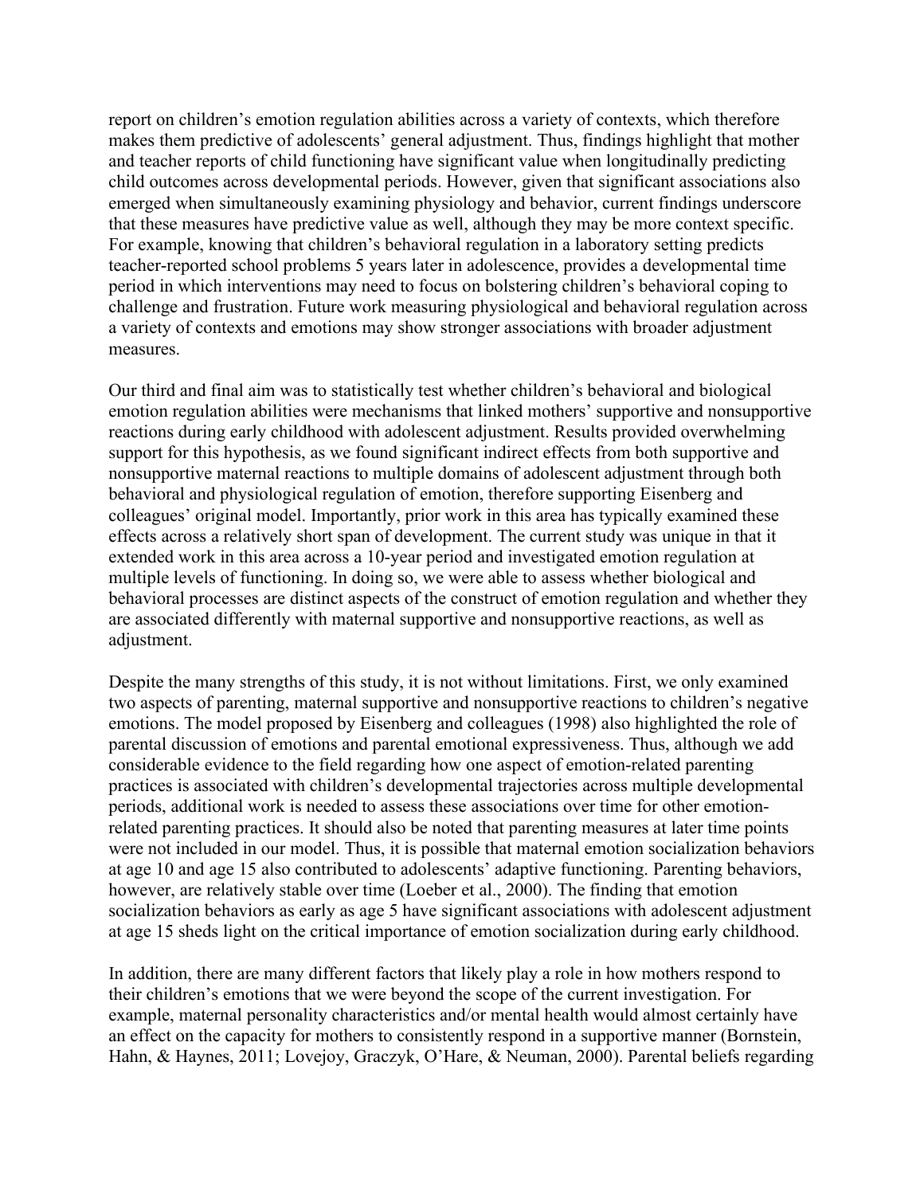report on children's emotion regulation abilities across a variety of contexts, which therefore makes them predictive of adolescents' general adjustment. Thus, findings highlight that mother and teacher reports of child functioning have significant value when longitudinally predicting child outcomes across developmental periods. However, given that significant associations also emerged when simultaneously examining physiology and behavior, current findings underscore that these measures have predictive value as well, although they may be more context specific. For example, knowing that children's behavioral regulation in a laboratory setting predicts teacher-reported school problems 5 years later in adolescence, provides a developmental time period in which interventions may need to focus on bolstering children's behavioral coping to challenge and frustration. Future work measuring physiological and behavioral regulation across a variety of contexts and emotions may show stronger associations with broader adjustment measures.

Our third and final aim was to statistically test whether children's behavioral and biological emotion regulation abilities were mechanisms that linked mothers' supportive and nonsupportive reactions during early childhood with adolescent adjustment. Results provided overwhelming support for this hypothesis, as we found significant indirect effects from both supportive and nonsupportive maternal reactions to multiple domains of adolescent adjustment through both behavioral and physiological regulation of emotion, therefore supporting Eisenberg and colleagues' original model. Importantly, prior work in this area has typically examined these effects across a relatively short span of development. The current study was unique in that it extended work in this area across a 10-year period and investigated emotion regulation at multiple levels of functioning. In doing so, we were able to assess whether biological and behavioral processes are distinct aspects of the construct of emotion regulation and whether they are associated differently with maternal supportive and nonsupportive reactions, as well as adjustment.

Despite the many strengths of this study, it is not without limitations. First, we only examined two aspects of parenting, maternal supportive and nonsupportive reactions to children's negative emotions. The model proposed by Eisenberg and colleagues (1998) also highlighted the role of parental discussion of emotions and parental emotional expressiveness. Thus, although we add considerable evidence to the field regarding how one aspect of emotion-related parenting practices is associated with children's developmental trajectories across multiple developmental periods, additional work is needed to assess these associations over time for other emotion-related parenting practices. It should also be noted that parenting measures at later time points were not included in our model. Thus, it is possible that maternal emotion socialization behaviors at age 10 and age 15 also contributed to adolescents' adaptive functioning. Parenting behaviors, however, are relatively stable over time (Loeber et al., 2000). The finding that emotion socialization behaviors as early as age 5 have significant associations with adolescent adjustment at age 15 sheds light on the critical importance of emotion socialization during early childhood.

In addition, there are many different factors that likely play a role in how mothers respond to their children's emotions that we were beyond the scope of the current investigation. For example, maternal personality characteristics and/or mental health would almost certainly have an effect on the capacity for mothers to consistently respond in a supportive manner (Bornstein, Hahn, & Haynes, 2011; Lovejoy, Graczyk, O'Hare, & Neuman, 2000). Parental beliefs regarding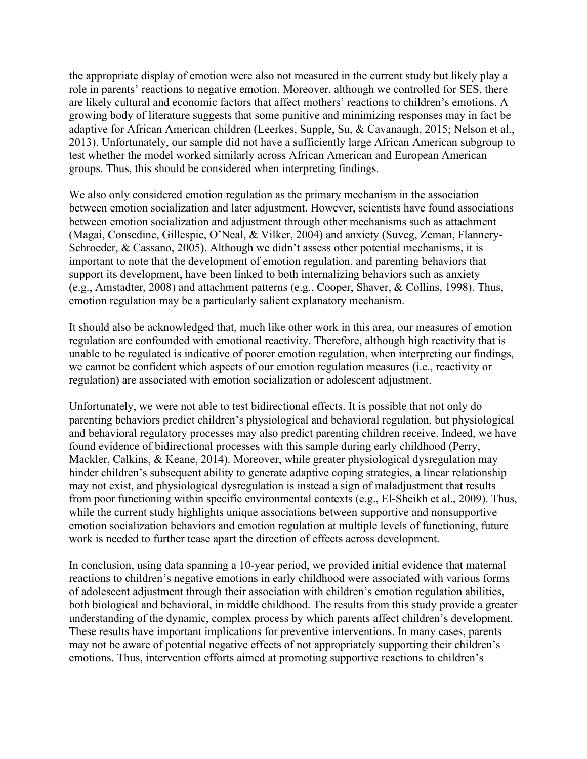the appropriate display of emotion were also not measured in the current study but likely play a role in parents' reactions to negative emotion. Moreover, although we controlled for SES, there are likely cultural and economic factors that affect mothers' reactions to children's emotions. A growing body of literature suggests that some punitive and minimizing responses may in fact be adaptive for African American children (Leerkes, Supple, Su, & Cavanaugh, 2015; Nelson et al., 2013). Unfortunately, our sample did not have a sufficiently large African American subgroup to test whether the model worked similarly across African American and European American groups. Thus, this should be considered when interpreting findings.

We also only considered emotion regulation as the primary mechanism in the association between emotion socialization and later adjustment. However, scientists have found associations between emotion socialization and adjustment through other mechanisms such as attachment (Magai, Consedine, Gillespie, O'Neal, & Vilker, 2004) and anxiety (Suveg, Zeman, Flannery-Schroeder, & Cassano, 2005). Although we didn't assess other potential mechanisms, it is important to note that the development of emotion regulation, and parenting behaviors that support its development, have been linked to both internalizing behaviors such as anxiety (e.g., Amstadter, 2008) and attachment patterns (e.g., Cooper, Shaver, & Collins, 1998). Thus, emotion regulation may be a particularly salient explanatory mechanism.

It should also be acknowledged that, much like other work in this area, our measures of emotion regulation are confounded with emotional reactivity. Therefore, although high reactivity that is unable to be regulated is indicative of poorer emotion regulation, when interpreting our findings, we cannot be confident which aspects of our emotion regulation measures (i.e., reactivity or regulation) are associated with emotion socialization or adolescent adjustment.

Unfortunately, we were not able to test bidirectional effects. It is possible that not only do parenting behaviors predict children's physiological and behavioral regulation, but physiological and behavioral regulatory processes may also predict parenting children receive. Indeed, we have found evidence of bidirectional processes with this sample during early childhood (Perry, Mackler, Calkins, & Keane, 2014). Moreover, while greater physiological dysregulation may hinder children's subsequent ability to generate adaptive coping strategies, a linear relationship may not exist, and physiological dysregulation is instead a sign of maladjustment that results from poor functioning within specific environmental contexts (e.g., El-Sheikh et al., 2009). Thus, while the current study highlights unique associations between supportive and nonsupportive emotion socialization behaviors and emotion regulation at multiple levels of functioning, future work is needed to further tease apart the direction of effects across development.

In conclusion, using data spanning a 10-year period, we provided initial evidence that maternal reactions to children's negative emotions in early childhood were associated with various forms of adolescent adjustment through their association with children's emotion regulation abilities, both biological and behavioral, in middle childhood. The results from this study provide a greater understanding of the dynamic, complex process by which parents affect children's development. These results have important implications for preventive interventions. In many cases, parents may not be aware of potential negative effects of not appropriately supporting their children's emotions. Thus, intervention efforts aimed at promoting supportive reactions to children's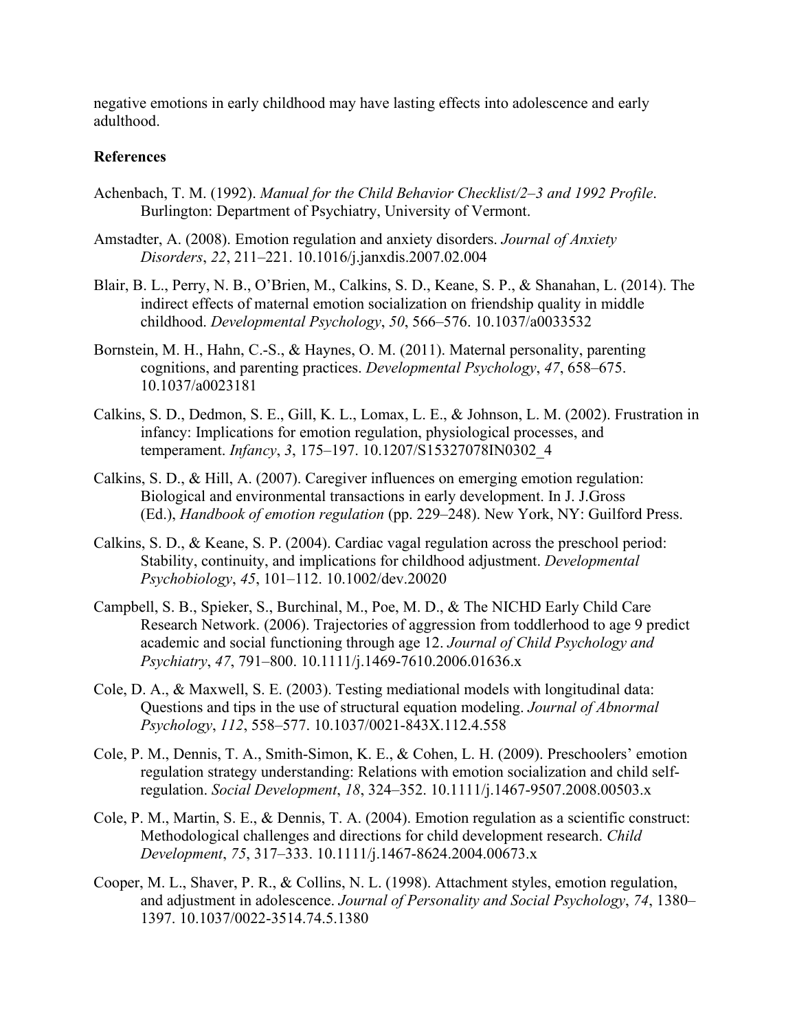negative emotions in early childhood may have lasting effects into adolescence and early adulthood.

## References

Achenbach, T. M. (1992). *Manual for the Child Behavior Checklist/2–3 and 1992 Profile*. Burlington: Department of Psychiatry, University of Vermont.

Amstadter, A. (2008). Emotion regulation and anxiety disorders. *Journal of Anxiety Disorders*, *22*, 211–221. 10.1016/j.janxdis.2007.02.004

Blair, B. L., Perry, N. B., O'Brien, M., Calkins, S. D., Keane, S. P., & Shanahan, L. (2014). The indirect effects of maternal emotion socialization on friendship quality in middle childhood. *Developmental Psychology*, *50*, 566–576. 10.1037/a0033532

Bornstein, M. H., Hahn, C.-S., & Haynes, O. M. (2011). Maternal personality, parenting cognitions, and parenting practices. *Developmental Psychology*, *47*, 658–675. 10.1037/a0023181

Calkins, S. D., Dedmon, S. E., Gill, K. L., Lomax, L. E., & Johnson, L. M. (2002). Frustration in infancy: Implications for emotion regulation, physiological processes, and temperament. *Infancy*, *3*, 175–197. 10.1207/S15327078IN0302_4

Calkins, S. D., & Hill, A. (2007). Caregiver influences on emerging emotion regulation: Biological and environmental transactions in early development. In J. J.Gross (Ed.), *Handbook of emotion regulation* (pp. 229–248). New York, NY: Guilford Press.

Calkins, S. D., & Keane, S. P. (2004). Cardiac vagal regulation across the preschool period: Stability, continuity, and implications for childhood adjustment. *Developmental Psychobiology*, *45*, 101–112. 10.1002/dev.20020

Campbell, S. B., Spieker, S., Burchinal, M., Poe, M. D., & The NICHD Early Child Care Research Network. (2006). Trajectories of aggression from toddlerhood to age 9 predict academic and social functioning through age 12. *Journal of Child Psychology and Psychiatry*, *47*, 791–800. 10.1111/j.1469-7610.2006.01636.x

Cole, D. A., & Maxwell, S. E. (2003). Testing mediational models with longitudinal data: Questions and tips in the use of structural equation modeling. *Journal of Abnormal Psychology*, *112*, 558–577. 10.1037/0021-843X.112.4.558

Cole, P. M., Dennis, T. A., Smith-Simon, K. E., & Cohen, L. H. (2009). Preschoolers' emotion regulation strategy understanding: Relations with emotion socialization and child self-regulation. *Social Development*, *18*, 324–352. 10.1111/j.1467-9507.2008.00503.x

Cole, P. M., Martin, S. E., & Dennis, T. A. (2004). Emotion regulation as a scientific construct: Methodological challenges and directions for child development research. *Child Development*, *75*, 317–333. 10.1111/j.1467-8624.2004.00673.x

Cooper, M. L., Shaver, P. R., & Collins, N. L. (1998). Attachment styles, emotion regulation, and adjustment in adolescence. *Journal of Personality and Social Psychology*, *74*, 1380–1397. 10.1037/0022-3514.74.5.1380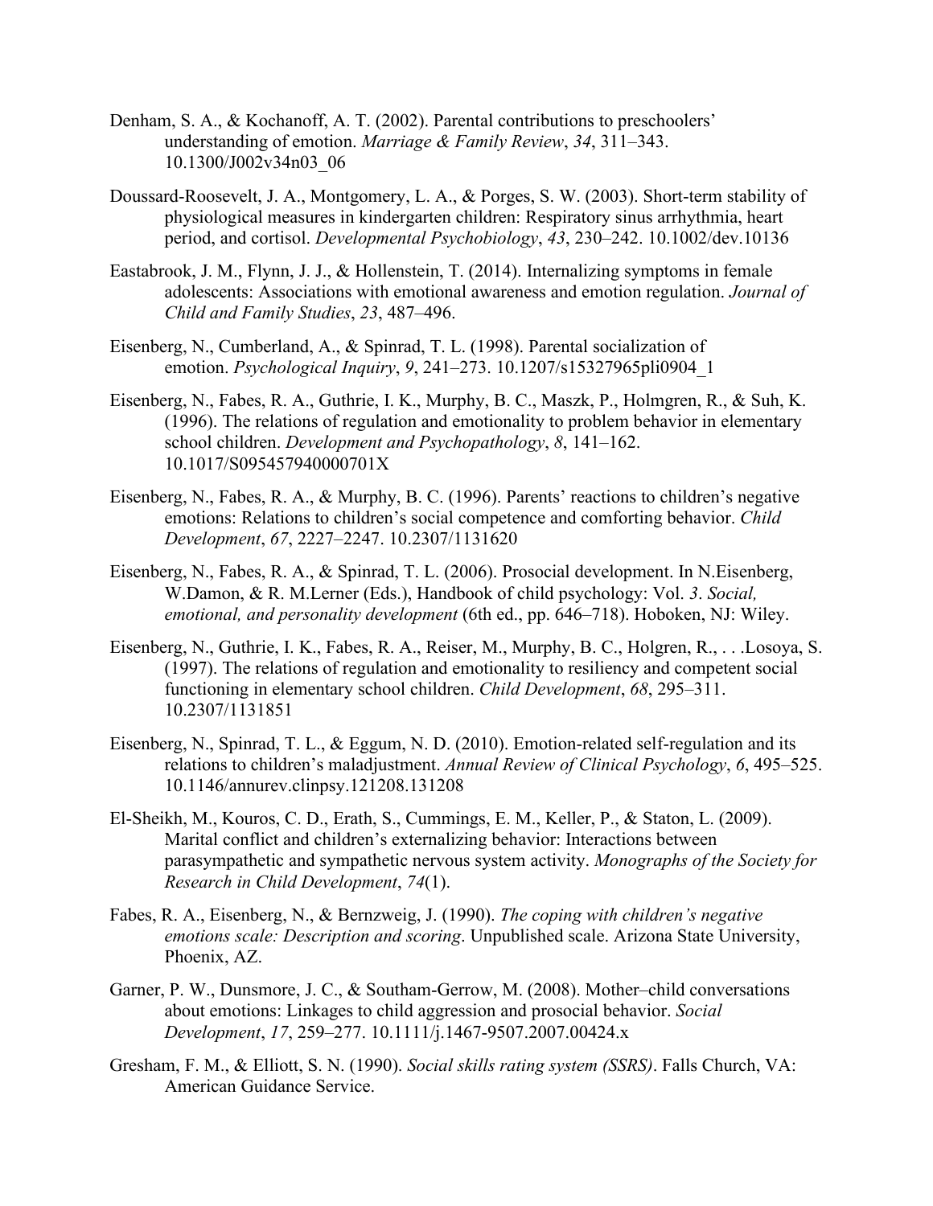Denham, S. A., & Kochanoff, A. T. (2002). Parental contributions to preschoolers' understanding of emotion. *Marriage & Family Review*, *34*, 311–343. 10.1300/J002v34n03_06

Doussard-Roosevelt, J. A., Montgomery, L. A., & Porges, S. W. (2003). Short-term stability of physiological measures in kindergarten children: Respiratory sinus arrhythmia, heart period, and cortisol. *Developmental Psychobiology*, *43*, 230–242. 10.1002/dev.10136

Eastabrook, J. M., Flynn, J. J., & Hollenstein, T. (2014). Internalizing symptoms in female adolescents: Associations with emotional awareness and emotion regulation. *Journal of Child and Family Studies*, *23*, 487–496.

Eisenberg, N., Cumberland, A., & Spinrad, T. L. (1998). Parental socialization of emotion. *Psychological Inquiry*, *9*, 241–273. 10.1207/s15327965pli0904_1

Eisenberg, N., Fabes, R. A., Guthrie, I. K., Murphy, B. C., Maszk, P., Holmgren, R., & Suh, K. (1996). The relations of regulation and emotionality to problem behavior in elementary school children. *Development and Psychopathology*, *8*, 141–162. 10.1017/S095457940000701X

Eisenberg, N., Fabes, R. A., & Murphy, B. C. (1996). Parents' reactions to children's negative emotions: Relations to children's social competence and comforting behavior. *Child Development*, *67*, 2227–2247. 10.2307/1131620

Eisenberg, N., Fabes, R. A., & Spinrad, T. L. (2006). Prosocial development. In N.Eisenberg, W.Damon, & R. M.Lerner (Eds.), Handbook of child psychology: Vol. *3*. *Social, emotional, and personality development* (6th ed., pp. 646–718). Hoboken, NJ: Wiley.

Eisenberg, N., Guthrie, I. K., Fabes, R. A., Reiser, M., Murphy, B. C., Holgren, R., . . .Losoya, S. (1997). The relations of regulation and emotionality to resiliency and competent social functioning in elementary school children. *Child Development*, *68*, 295–311. 10.2307/1131851

Eisenberg, N., Spinrad, T. L., & Eggum, N. D. (2010). Emotion-related self-regulation and its relations to children's maladjustment. *Annual Review of Clinical Psychology*, *6*, 495–525. 10.1146/annurev.clinpsy.121208.131208

El-Sheikh, M., Kouros, C. D., Erath, S., Cummings, E. M., Keller, P., & Staton, L. (2009). Marital conflict and children's externalizing behavior: Interactions between parasympathetic and sympathetic nervous system activity. *Monographs of the Society for Research in Child Development*, *74*(1).

Fabes, R. A., Eisenberg, N., & Bernzweig, J. (1990). *The coping with children's negative emotions scale: Description and scoring*. Unpublished scale. Arizona State University, Phoenix, AZ.

Garner, P. W., Dunsmore, J. C., & Southam-Gerrow, M. (2008). Mother–child conversations about emotions: Linkages to child aggression and prosocial behavior. *Social Development*, *17*, 259–277. 10.1111/j.1467-9507.2007.00424.x

Gresham, F. M., & Elliott, S. N. (1990). *Social skills rating system (SSRS)*. Falls Church, VA: American Guidance Service.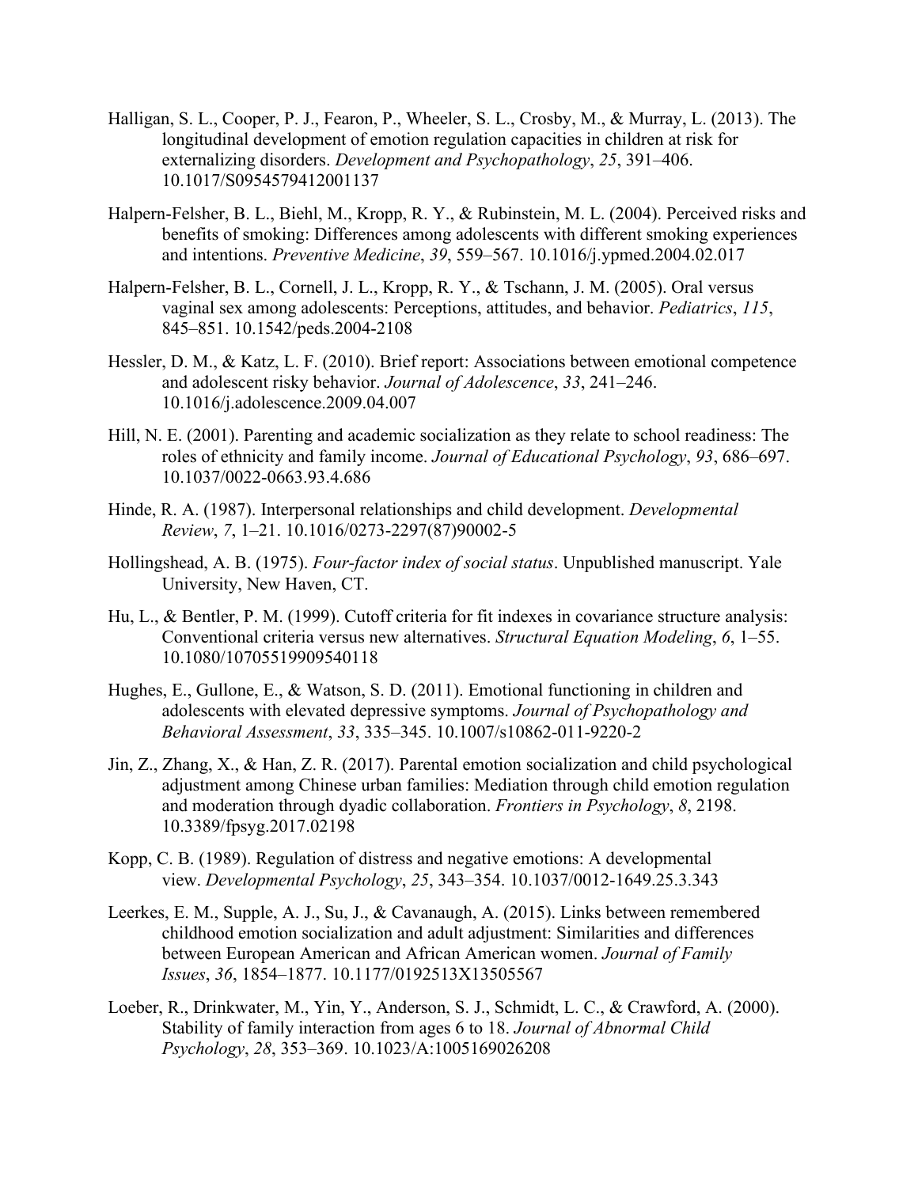Halligan, S. L., Cooper, P. J., Fearon, P., Wheeler, S. L., Crosby, M., & Murray, L. (2013). The longitudinal development of emotion regulation capacities in children at risk for externalizing disorders. *Development and Psychopathology*, *25*, 391–406. 10.1017/S0954579412001137

Halpern-Felsher, B. L., Biehl, M., Kropp, R. Y., & Rubinstein, M. L. (2004). Perceived risks and benefits of smoking: Differences among adolescents with different smoking experiences and intentions. *Preventive Medicine*, *39*, 559–567. 10.1016/j.ypmed.2004.02.017

Halpern-Felsher, B. L., Cornell, J. L., Kropp, R. Y., & Tschann, J. M. (2005). Oral versus vaginal sex among adolescents: Perceptions, attitudes, and behavior. *Pediatrics*, *115*, 845–851. 10.1542/peds.2004-2108

Hessler, D. M., & Katz, L. F. (2010). Brief report: Associations between emotional competence and adolescent risky behavior. *Journal of Adolescence*, *33*, 241–246. 10.1016/j.adolescence.2009.04.007

Hill, N. E. (2001). Parenting and academic socialization as they relate to school readiness: The roles of ethnicity and family income. *Journal of Educational Psychology*, *93*, 686–697. 10.1037/0022-0663.93.4.686

Hinde, R. A. (1987). Interpersonal relationships and child development. *Developmental Review*, *7*, 1–21. 10.1016/0273-2297(87)90002-5

Hollingshead, A. B. (1975). *Four-factor index of social status*. Unpublished manuscript. Yale University, New Haven, CT.

Hu, L., & Bentler, P. M. (1999). Cutoff criteria for fit indexes in covariance structure analysis: Conventional criteria versus new alternatives. *Structural Equation Modeling*, *6*, 1–55. 10.1080/10705519909540118

Hughes, E., Gullone, E., & Watson, S. D. (2011). Emotional functioning in children and adolescents with elevated depressive symptoms. *Journal of Psychopathology and Behavioral Assessment*, *33*, 335–345. 10.1007/s10862-011-9220-2

Jin, Z., Zhang, X., & Han, Z. R. (2017). Parental emotion socialization and child psychological adjustment among Chinese urban families: Mediation through child emotion regulation and moderation through dyadic collaboration. *Frontiers in Psychology*, *8*, 2198. 10.3389/fpsyg.2017.02198

Kopp, C. B. (1989). Regulation of distress and negative emotions: A developmental view. *Developmental Psychology*, *25*, 343–354. 10.1037/0012-1649.25.3.343

Leerkes, E. M., Supple, A. J., Su, J., & Cavanaugh, A. (2015). Links between remembered childhood emotion socialization and adult adjustment: Similarities and differences between European American and African American women. *Journal of Family Issues*, *36*, 1854–1877. 10.1177/0192513X13505567

Loeber, R., Drinkwater, M., Yin, Y., Anderson, S. J., Schmidt, L. C., & Crawford, A. (2000). Stability of family interaction from ages 6 to 18. *Journal of Abnormal Child Psychology*, *28*, 353–369. 10.1023/A:1005169026208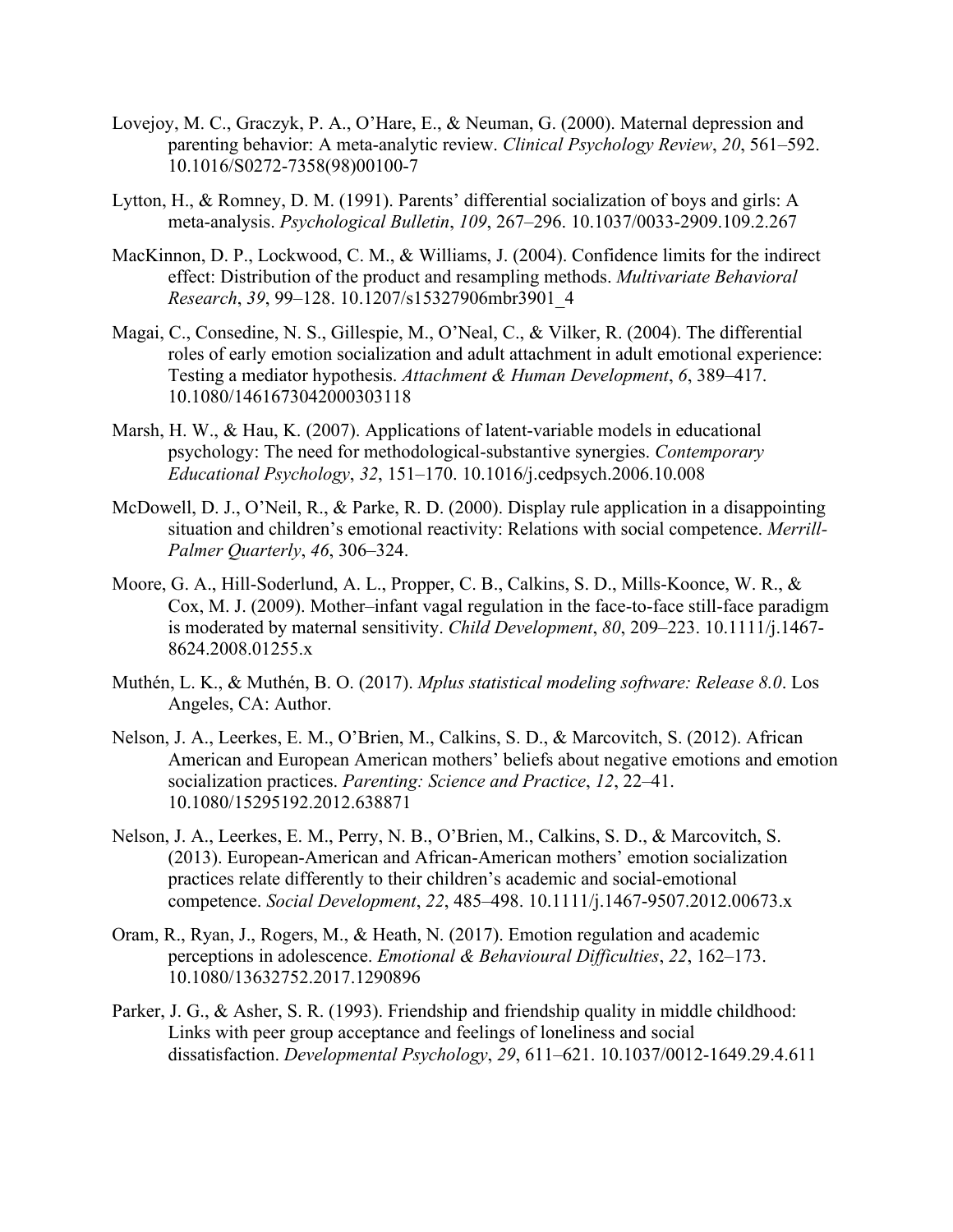Lovejoy, M. C., Graczyk, P. A., O'Hare, E., & Neuman, G. (2000). Maternal depression and parenting behavior: A meta-analytic review. *Clinical Psychology Review*, *20*, 561–592. 10.1016/S0272-7358(98)00100-7

Lytton, H., & Romney, D. M. (1991). Parents' differential socialization of boys and girls: A meta-analysis. *Psychological Bulletin*, *109*, 267–296. 10.1037/0033-2909.109.2.267

MacKinnon, D. P., Lockwood, C. M., & Williams, J. (2004). Confidence limits for the indirect effect: Distribution of the product and resampling methods. *Multivariate Behavioral Research*, *39*, 99–128. 10.1207/s15327906mbr3901_4

Magai, C., Consedine, N. S., Gillespie, M., O'Neal, C., & Vilker, R. (2004). The differential roles of early emotion socialization and adult attachment in adult emotional experience: Testing a mediator hypothesis. *Attachment & Human Development*, *6*, 389–417. 10.1080/1461673042000303118

Marsh, H. W., & Hau, K. (2007). Applications of latent-variable models in educational psychology: The need for methodological-substantive synergies. *Contemporary Educational Psychology*, *32*, 151–170. 10.1016/j.cedpsych.2006.10.008

McDowell, D. J., O'Neil, R., & Parke, R. D. (2000). Display rule application in a disappointing situation and children's emotional reactivity: Relations with social competence. *Merrill-Palmer Quarterly*, *46*, 306–324.

Moore, G. A., Hill-Soderlund, A. L., Propper, C. B., Calkins, S. D., Mills-Koonce, W. R., & Cox, M. J. (2009). Mother–infant vagal regulation in the face-to-face still-face paradigm is moderated by maternal sensitivity. *Child Development*, *80*, 209–223. 10.1111/j.1467-8624.2008.01255.x

Muthén, L. K., & Muthén, B. O. (2017). *Mplus statistical modeling software: Release 8.0*. Los Angeles, CA: Author.

Nelson, J. A., Leerkes, E. M., O'Brien, M., Calkins, S. D., & Marcovitch, S. (2012). African American and European American mothers' beliefs about negative emotions and emotion socialization practices. *Parenting: Science and Practice*, *12*, 22–41. 10.1080/15295192.2012.638871

Nelson, J. A., Leerkes, E. M., Perry, N. B., O'Brien, M., Calkins, S. D., & Marcovitch, S. (2013). European-American and African-American mothers' emotion socialization practices relate differently to their children's academic and social-emotional competence. *Social Development*, *22*, 485–498. 10.1111/j.1467-9507.2012.00673.x

Oram, R., Ryan, J., Rogers, M., & Heath, N. (2017). Emotion regulation and academic perceptions in adolescence. *Emotional & Behavioural Difficulties*, *22*, 162–173. 10.1080/13632752.2017.1290896

Parker, J. G., & Asher, S. R. (1993). Friendship and friendship quality in middle childhood: Links with peer group acceptance and feelings of loneliness and social dissatisfaction. *Developmental Psychology*, *29*, 611–621. 10.1037/0012-1649.29.4.611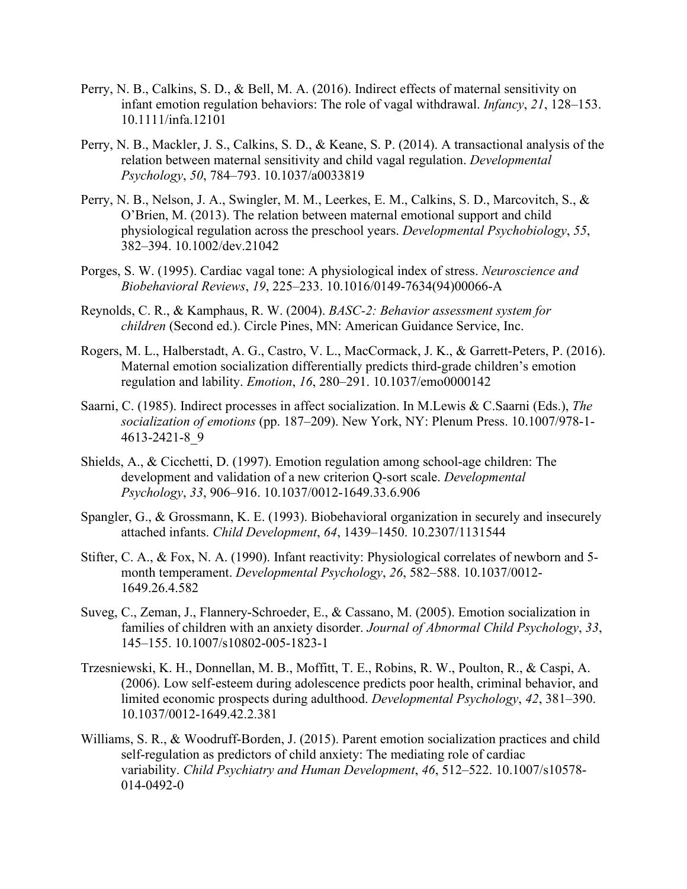Perry, N. B., Calkins, S. D., & Bell, M. A. (2016). Indirect effects of maternal sensitivity on infant emotion regulation behaviors: The role of vagal withdrawal. *Infancy*, *21*, 128–153. 10.1111/infa.12101

Perry, N. B., Mackler, J. S., Calkins, S. D., & Keane, S. P. (2014). A transactional analysis of the relation between maternal sensitivity and child vagal regulation. *Developmental Psychology*, *50*, 784–793. 10.1037/a0033819

Perry, N. B., Nelson, J. A., Swingler, M. M., Leerkes, E. M., Calkins, S. D., Marcovitch, S., & O'Brien, M. (2013). The relation between maternal emotional support and child physiological regulation across the preschool years. *Developmental Psychobiology*, *55*, 382–394. 10.1002/dev.21042

Porges, S. W. (1995). Cardiac vagal tone: A physiological index of stress. *Neuroscience and Biobehavioral Reviews*, *19*, 225–233. 10.1016/0149-7634(94)00066-A

Reynolds, C. R., & Kamphaus, R. W. (2004). *BASC-2: Behavior assessment system for children* (Second ed.). Circle Pines, MN: American Guidance Service, Inc.

Rogers, M. L., Halberstadt, A. G., Castro, V. L., MacCormack, J. K., & Garrett-Peters, P. (2016). Maternal emotion socialization differentially predicts third-grade children's emotion regulation and lability. *Emotion*, *16*, 280–291. 10.1037/emo0000142

Saarni, C. (1985). Indirect processes in affect socialization. In M.Lewis & C.Saarni (Eds.), *The socialization of emotions* (pp. 187–209). New York, NY: Plenum Press. 10.1007/978-1-4613-2421-8_9

Shields, A., & Cicchetti, D. (1997). Emotion regulation among school-age children: The development and validation of a new criterion Q-sort scale. *Developmental Psychology*, *33*, 906–916. 10.1037/0012-1649.33.6.906

Spangler, G., & Grossmann, K. E. (1993). Biobehavioral organization in securely and insecurely attached infants. *Child Development*, *64*, 1439–1450. 10.2307/1131544

Stifter, C. A., & Fox, N. A. (1990). Infant reactivity: Physiological correlates of newborn and 5-month temperament. *Developmental Psychology*, *26*, 582–588. 10.1037/0012-1649.26.4.582

Suveg, C., Zeman, J., Flannery-Schroeder, E., & Cassano, M. (2005). Emotion socialization in families of children with an anxiety disorder. *Journal of Abnormal Child Psychology*, *33*, 145–155. 10.1007/s10802-005-1823-1

Trzesniewski, K. H., Donnellan, M. B., Moffitt, T. E., Robins, R. W., Poulton, R., & Caspi, A. (2006). Low self-esteem during adolescence predicts poor health, criminal behavior, and limited economic prospects during adulthood. *Developmental Psychology*, *42*, 381–390. 10.1037/0012-1649.42.2.381

Williams, S. R., & Woodruff-Borden, J. (2015). Parent emotion socialization practices and child self-regulation as predictors of child anxiety: The mediating role of cardiac variability. *Child Psychiatry and Human Development*, *46*, 512–522. 10.1007/s10578-014-0492-0